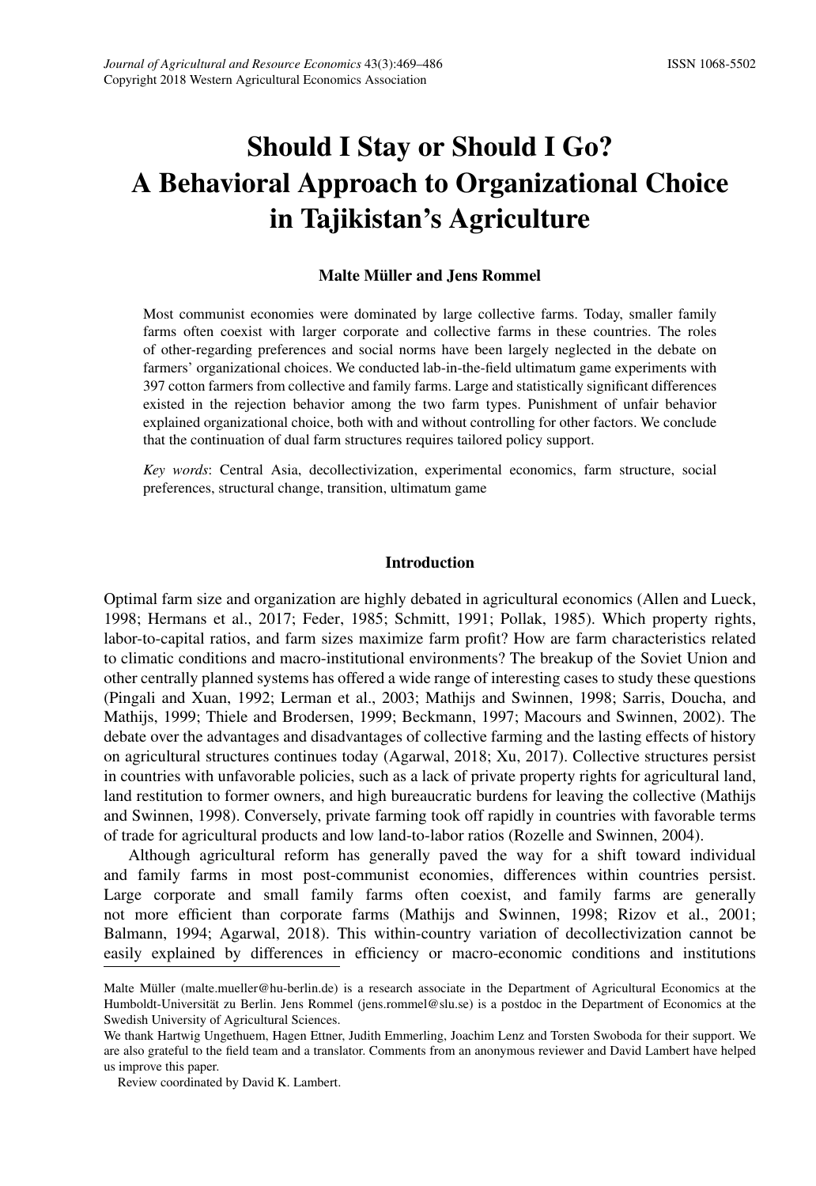# Should I Stay or Should I Go? A Behavioral Approach to Organizational Choice in Tajikistan's Agriculture

**Malte Müller and Jens Rommel**

Most communist economies were dominated by large collective farms. Today, smaller family farms often coexist with larger corporate and collective farms in these countries. The roles of other-regarding preferences and social norms have been largely neglected in the debate on farmers' organizational choices. We conducted lab-in-the-field ultimatum game experiments with 397 cotton farmers from collective and family farms. Large and statistically significant differences existed in the rejection behavior among the two farm types. Punishment of unfair behavior explained organizational choice, both with and without controlling for other factors. We conclude that the continuation of dual farm structures requires tailored policy support.

*Key words*: Central Asia, decollectivization, experimental economics, farm structure, social preferences, structural change, transition, ultimatum game

## Introduction

Optimal farm size and organization are highly debated in agricultural economics (Allen and Lueck, 1998; Hermans et al., 2017; Feder, 1985; Schmitt, 1991; Pollak, 1985). Which property rights, labor-to-capital ratios, and farm sizes maximize farm profit? How are farm characteristics related to climatic conditions and macro-institutional environments? The breakup of the Soviet Union and other centrally planned systems has offered a wide range of interesting cases to study these questions (Pingali and Xuan, 1992; Lerman et al., 2003; Mathijs and Swinnen, 1998; Sarris, Doucha, and Mathijs, 1999; Thiele and Brodersen, 1999; Beckmann, 1997; Macours and Swinnen, 2002). The debate over the advantages and disadvantages of collective farming and the lasting effects of history on agricultural structures continues today (Agarwal, 2018; Xu, 2017). Collective structures persist in countries with unfavorable policies, such as a lack of private property rights for agricultural land, land restitution to former owners, and high bureaucratic burdens for leaving the collective (Mathijs and Swinnen, 1998). Conversely, private farming took off rapidly in countries with favorable terms of trade for agricultural products and low land-to-labor ratios (Rozelle and Swinnen, 2004).

Although agricultural reform has generally paved the way for a shift toward individual and family farms in most post-communist economies, differences within countries persist. Large corporate and small family farms often coexist, and family farms are generally not more efficient than corporate farms (Mathijs and Swinnen, 1998; Rizov et al., 2001; Balmann, 1994; Agarwal, 2018). This within-country variation of decollectivization cannot be easily explained by differences in efficiency or macro-economic conditions and institutions

Malte Müller (malte.mueller@hu-berlin.de) is a research associate in the Department of Agricultural Economics at the Humboldt-Universität zu Berlin. Jens Rommel (jens.rommel@slu.se) is a postdoc in the Department of Economics at the Swedish University of Agricultural Sciences.

We thank Hartwig Ungethuem, Hagen Ettner, Judith Emmerling, Joachim Lenz and Torsten Swoboda for their support. We are also grateful to the field team and a translator. Comments from an anonymous reviewer and David Lambert have helped us improve this paper.

Review coordinated by David K. Lambert.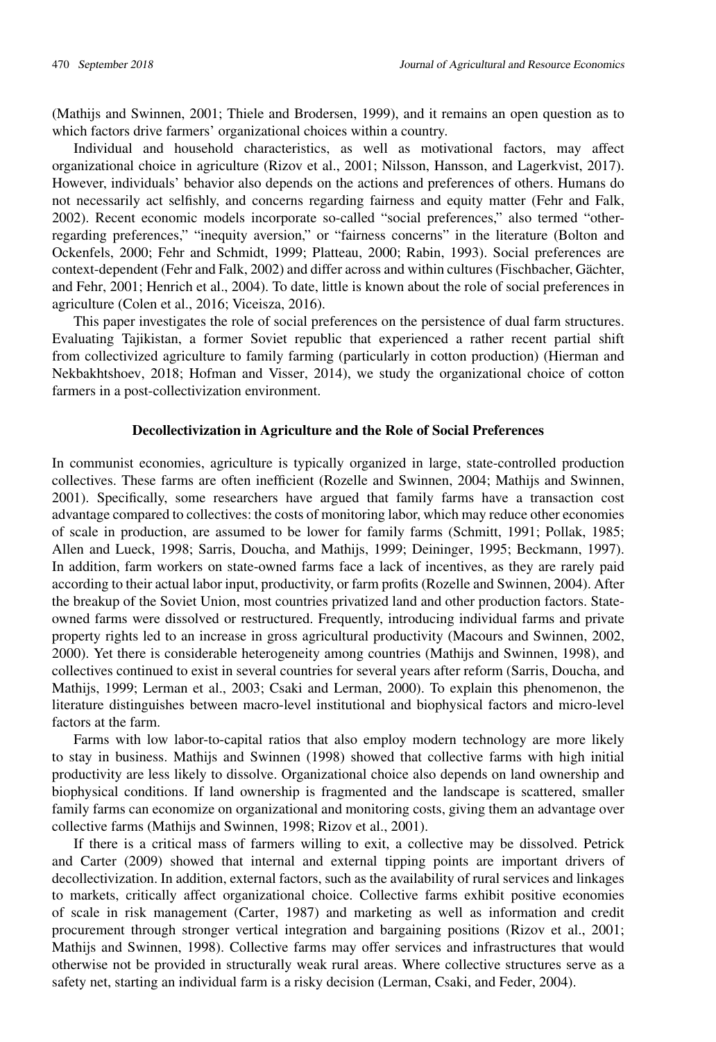(Mathijs and Swinnen, 2001; Thiele and Brodersen, 1999), and it remains an open question as to which factors drive farmers' organizational choices within a country.

Individual and household characteristics, as well as motivational factors, may affect organizational choice in agriculture (Rizov et al., 2001; Nilsson, Hansson, and Lagerkvist, 2017). However, individuals' behavior also depends on the actions and preferences of others. Humans do not necessarily act selfishly, and concerns regarding fairness and equity matter (Fehr and Falk, 2002). Recent economic models incorporate so-called "social preferences," also termed "other-regarding preferences," "inequity aversion," or "fairness concerns" in the literature (Bolton and Ockenfels, 2000; Fehr and Schmidt, 1999; Platteau, 2000; Rabin, 1993). Social preferences are context-dependent (Fehr and Falk, 2002) and differ across and within cultures (Fischbacher, Gächter, and Fehr, 2001; Henrich et al., 2004). To date, little is known about the role of social preferences in agriculture (Colen et al., 2016; Viceisza, 2016).

This paper investigates the role of social preferences on the persistence of dual farm structures. Evaluating Tajikistan, a former Soviet republic that experienced a rather recent partial shift from collectivized agriculture to family farming (particularly in cotton production) (Hierman and Nekbakhtshoev, 2018; Hofman and Visser, 2014), we study the organizational choice of cotton farmers in a post-collectivization environment.

## Decollectivization in Agriculture and the Role of Social Preferences

In communist economies, agriculture is typically organized in large, state-controlled production collectives. These farms are often inefficient (Rozelle and Swinnen, 2004; Mathijs and Swinnen, 2001). Specifically, some researchers have argued that family farms have a transaction cost advantage compared to collectives: the costs of monitoring labor, which may reduce other economies of scale in production, are assumed to be lower for family farms (Schmitt, 1991; Pollak, 1985; Allen and Lueck, 1998; Sarris, Doucha, and Mathijs, 1999; Deininger, 1995; Beckmann, 1997). In addition, farm workers on state-owned farms face a lack of incentives, as they are rarely paid according to their actual labor input, productivity, or farm profits (Rozelle and Swinnen, 2004). After the breakup of the Soviet Union, most countries privatized land and other production factors. State-owned farms were dissolved or restructured. Frequently, introducing individual farms and private property rights led to an increase in gross agricultural productivity (Macours and Swinnen, 2002, 2000). Yet there is considerable heterogeneity among countries (Mathijs and Swinnen, 1998), and collectives continued to exist in several countries for several years after reform (Sarris, Doucha, and Mathijs, 1999; Lerman et al., 2003; Csaki and Lerman, 2000). To explain this phenomenon, the literature distinguishes between macro-level institutional and biophysical factors and micro-level factors at the farm.

Farms with low labor-to-capital ratios that also employ modern technology are more likely to stay in business. Mathijs and Swinnen (1998) showed that collective farms with high initial productivity are less likely to dissolve. Organizational choice also depends on land ownership and biophysical conditions. If land ownership is fragmented and the landscape is scattered, smaller family farms can economize on organizational and monitoring costs, giving them an advantage over collective farms (Mathijs and Swinnen, 1998; Rizov et al., 2001).

If there is a critical mass of farmers willing to exit, a collective may be dissolved. Petrick and Carter (2009) showed that internal and external tipping points are important drivers of decollectivization. In addition, external factors, such as the availability of rural services and linkages to markets, critically affect organizational choice. Collective farms exhibit positive economies of scale in risk management (Carter, 1987) and marketing as well as information and credit procurement through stronger vertical integration and bargaining positions (Rizov et al., 2001; Mathijs and Swinnen, 1998). Collective farms may offer services and infrastructures that would otherwise not be provided in structurally weak rural areas. Where collective structures serve as a safety net, starting an individual farm is a risky decision (Lerman, Csaki, and Feder, 2004).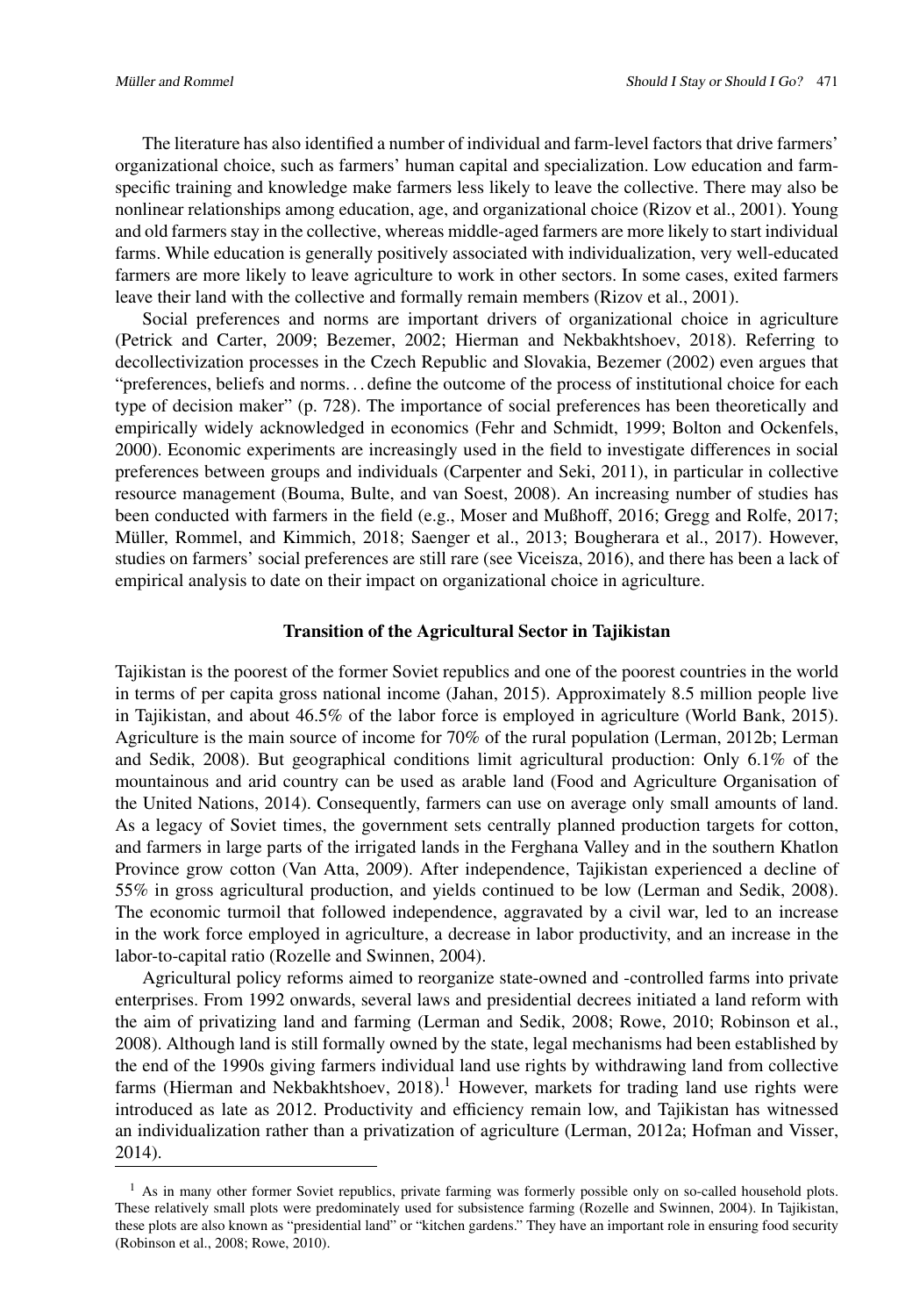The literature has also identified a number of individual and farm-level factors that drive farmers' organizational choice, such as farmers' human capital and specialization. Low education and farm-specific training and knowledge make farmers less likely to leave the collective. There may also be nonlinear relationships among education, age, and organizational choice (Rizov et al., 2001). Young and old farmers stay in the collective, whereas middle-aged farmers are more likely to start individual farms. While education is generally positively associated with individualization, very well-educated farmers are more likely to leave agriculture to work in other sectors. In some cases, exited farmers leave their land with the collective and formally remain members (Rizov et al., 2001).

Social preferences and norms are important drivers of organizational choice in agriculture (Petrick and Carter, 2009; Bezemer, 2002; Hierman and Nekbakhtshoev, 2018). Referring to decollectivization processes in the Czech Republic and Slovakia, Bezemer (2002) even argues that "preferences, beliefs and norms... define the outcome of the process of institutional choice for each type of decision maker" (p. 728). The importance of social preferences has been theoretically and empirically widely acknowledged in economics (Fehr and Schmidt, 1999; Bolton and Ockenfels, 2000). Economic experiments are increasingly used in the field to investigate differences in social preferences between groups and individuals (Carpenter and Seki, 2011), in particular in collective resource management (Bouma, Bulte, and van Soest, 2008). An increasing number of studies has been conducted with farmers in the field (e.g., Moser and Mußhoff, 2016; Gregg and Rolfe, 2017; Müller, Rommel, and Kimmich, 2018; Saenger et al., 2013; Bougherara et al., 2017). However, studies on farmers' social preferences are still rare (see Viceisza, 2016), and there has been a lack of empirical analysis to date on their impact on organizational choice in agriculture.

## Transition of the Agricultural Sector in Tajikistan

Tajikistan is the poorest of the former Soviet republics and one of the poorest countries in the world in terms of per capita gross national income (Jahan, 2015). Approximately 8.5 million people live in Tajikistan, and about 46.5% of the labor force is employed in agriculture (World Bank, 2015). Agriculture is the main source of income for 70% of the rural population (Lerman, 2012b; Lerman and Sedik, 2008). But geographical conditions limit agricultural production: Only 6.1% of the mountainous and arid country can be used as arable land (Food and Agriculture Organisation of the United Nations, 2014). Consequently, farmers can use on average only small amounts of land. As a legacy of Soviet times, the government sets centrally planned production targets for cotton, and farmers in large parts of the irrigated lands in the Ferghana Valley and in the southern Khatlon Province grow cotton (Van Atta, 2009). After independence, Tajikistan experienced a decline of 55% in gross agricultural production, and yields continued to be low (Lerman and Sedik, 2008). The economic turmoil that followed independence, aggravated by a civil war, led to an increase in the work force employed in agriculture, a decrease in labor productivity, and an increase in the labor-to-capital ratio (Rozelle and Swinnen, 2004).

Agricultural policy reforms aimed to reorganize state-owned and -controlled farms into private enterprises. From 1992 onwards, several laws and presidential decrees initiated a land reform with the aim of privatizing land and farming (Lerman and Sedik, 2008; Rowe, 2010; Robinson et al., 2008). Although land is still formally owned by the state, legal mechanisms had been established by the end of the 1990s giving farmers individual land use rights by withdrawing land from collective farms (Hierman and Nekbakhtshoev, 2018).[1] However, markets for trading land use rights were introduced as late as 2012. Productivity and efficiency remain low, and Tajikistan has witnessed an individualization rather than a privatization of agriculture (Lerman, 2012a; Hofman and Visser, 2014).

[1] As in many other former Soviet republics, private farming was formerly possible only on so-called household plots. These relatively small plots were predominately used for subsistence farming (Rozelle and Swinnen, 2004). In Tajikistan, these plots are also known as "presidential land" or "kitchen gardens." They have an important role in ensuring food security (Robinson et al., 2008; Rowe, 2010).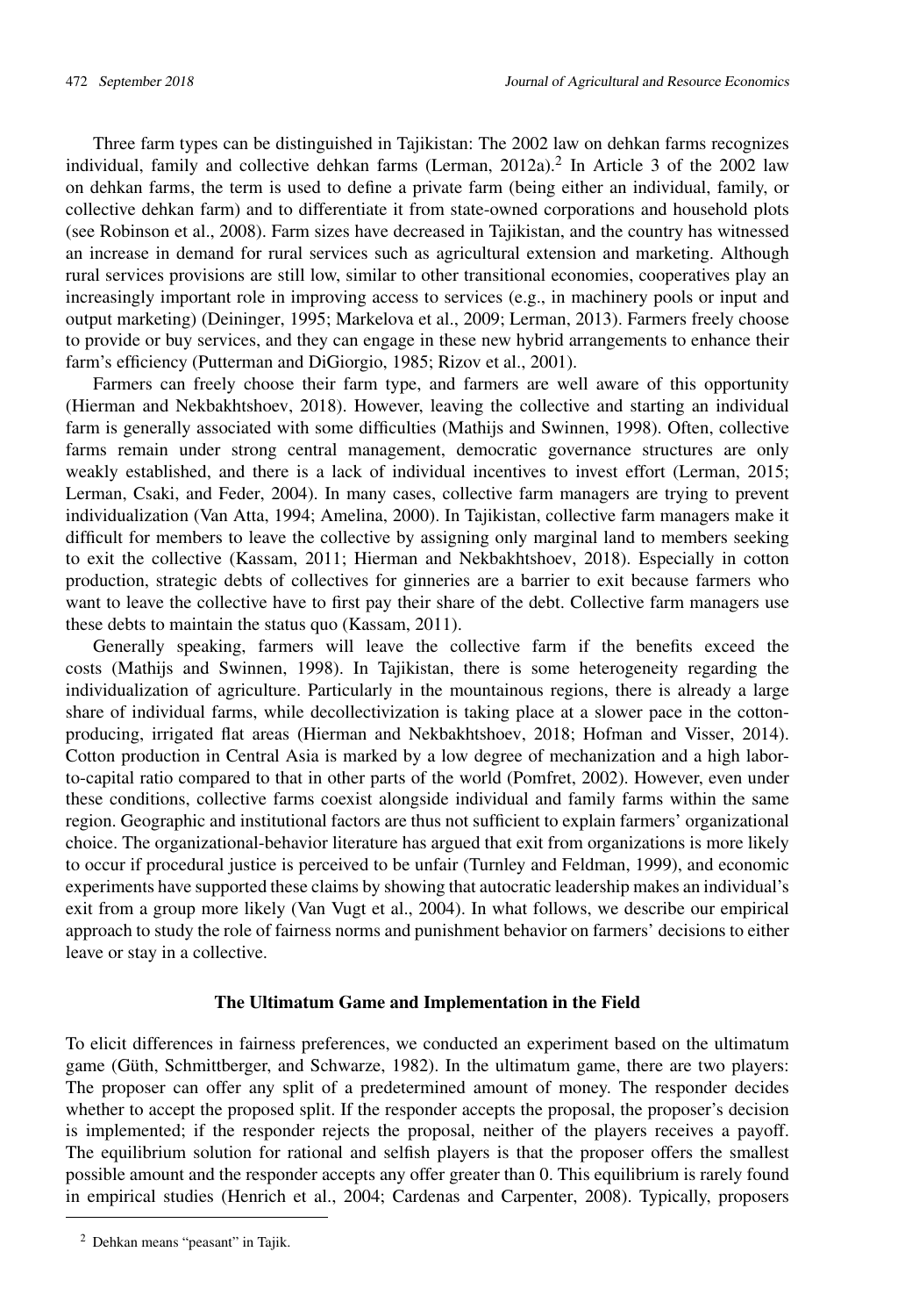Three farm types can be distinguished in Tajikistan: The 2002 law on dehkan farms recognizes individual, family and collective dehkan farms (Lerman, 2012a).[2] In Article 3 of the 2002 law on dehkan farms, the term is used to define a private farm (being either an individual, family, or collective dehkan farm) and to differentiate it from state-owned corporations and household plots (see Robinson et al., 2008). Farm sizes have decreased in Tajikistan, and the country has witnessed an increase in demand for rural services such as agricultural extension and marketing. Although rural services provisions are still low, similar to other transitional economies, cooperatives play an increasingly important role in improving access to services (e.g., in machinery pools or input and output marketing) (Deininger, 1995; Markelova et al., 2009; Lerman, 2013). Farmers freely choose to provide or buy services, and they can engage in these new hybrid arrangements to enhance their farm's efficiency (Putterman and DiGiorgio, 1985; Rizov et al., 2001).

Farmers can freely choose their farm type, and farmers are well aware of this opportunity (Hierman and Nekbakhtshoev, 2018). However, leaving the collective and starting an individual farm is generally associated with some difficulties (Mathijs and Swinnen, 1998). Often, collective farms remain under strong central management, democratic governance structures are only weakly established, and there is a lack of individual incentives to invest effort (Lerman, 2015; Lerman, Csaki, and Feder, 2004). In many cases, collective farm managers are trying to prevent individualization (Van Atta, 1994; Amelina, 2000). In Tajikistan, collective farm managers make it difficult for members to leave the collective by assigning only marginal land to members seeking to exit the collective (Kassam, 2011; Hierman and Nekbakhtshoev, 2018). Especially in cotton production, strategic debts of collectives for ginneries are a barrier to exit because farmers who want to leave the collective have to first pay their share of the debt. Collective farm managers use these debts to maintain the status quo (Kassam, 2011).

Generally speaking, farmers will leave the collective farm if the benefits exceed the costs (Mathijs and Swinnen, 1998). In Tajikistan, there is some heterogeneity regarding the individualization of agriculture. Particularly in the mountainous regions, there is already a large share of individual farms, while decollectivization is taking place at a slower pace in the cotton-producing, irrigated flat areas (Hierman and Nekbakhtshoev, 2018; Hofman and Visser, 2014). Cotton production in Central Asia is marked by a low degree of mechanization and a high labor-to-capital ratio compared to that in other parts of the world (Pomfret, 2002). However, even under these conditions, collective farms coexist alongside individual and family farms within the same region. Geographic and institutional factors are thus not sufficient to explain farmers' organizational choice. The organizational-behavior literature has argued that exit from organizations is more likely to occur if procedural justice is perceived to be unfair (Turnley and Feldman, 1999), and economic experiments have supported these claims by showing that autocratic leadership makes an individual's exit from a group more likely (Van Vugt et al., 2004). In what follows, we describe our empirical approach to study the role of fairness norms and punishment behavior on farmers' decisions to either leave or stay in a collective.

## The Ultimatum Game and Implementation in the Field

To elicit differences in fairness preferences, we conducted an experiment based on the ultimatum game (Güth, Schmittberger, and Schwarze, 1982). In the ultimatum game, there are two players: The proposer can offer any split of a predetermined amount of money. The responder decides whether to accept the proposed split. If the responder accepts the proposal, the proposer's decision is implemented; if the responder rejects the proposal, neither of the players receives a payoff. The equilibrium solution for rational and selfish players is that the proposer offers the smallest possible amount and the responder accepts any offer greater than 0. This equilibrium is rarely found in empirical studies (Henrich et al., 2004; Cardenas and Carpenter, 2008). Typically, proposers

[2] Dehkan means "peasant" in Tajik.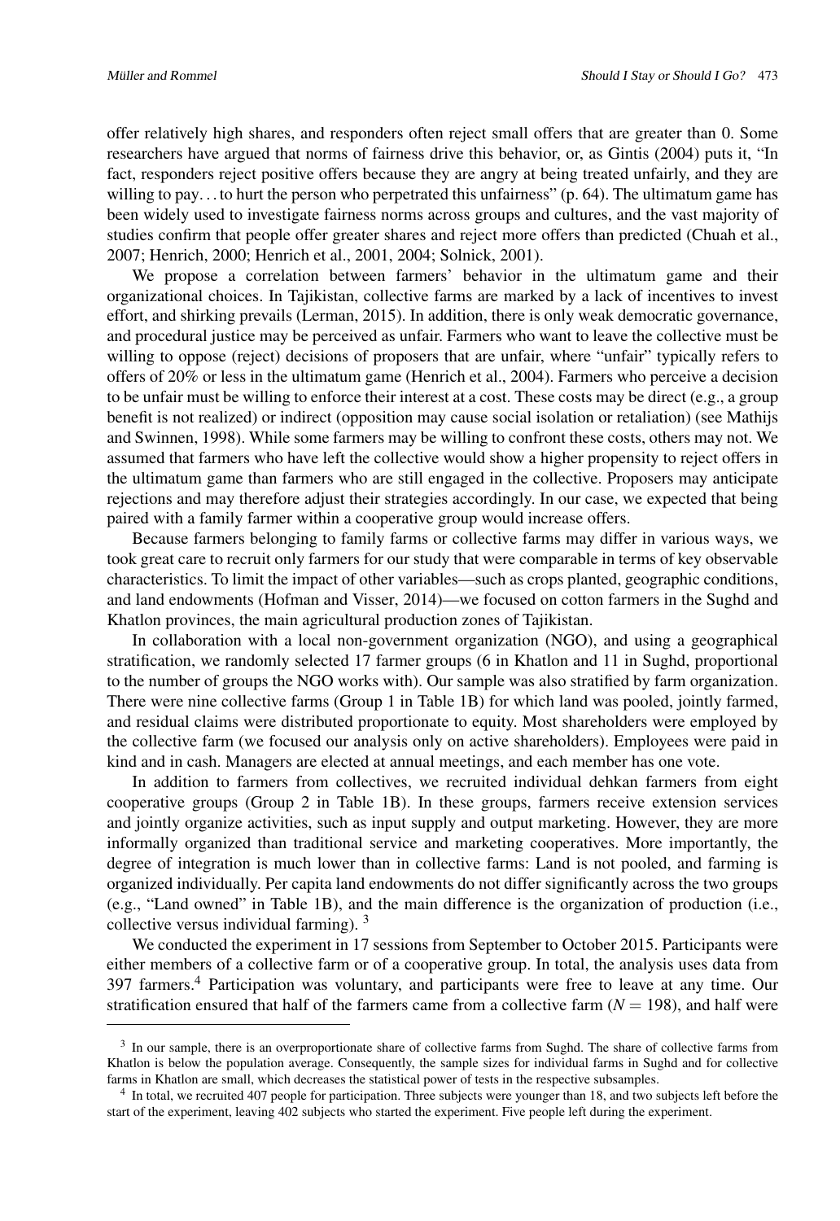offer relatively high shares, and responders often reject small offers that are greater than 0. Some researchers have argued that norms of fairness drive this behavior, or, as Gintis (2004) puts it, "In fact, responders reject positive offers because they are angry at being treated unfairly, and they are willing to pay. . . to hurt the person who perpetrated this unfairness" (p. 64). The ultimatum game has been widely used to investigate fairness norms across groups and cultures, and the vast majority of studies confirm that people offer greater shares and reject more offers than predicted (Chuah et al., 2007; Henrich, 2000; Henrich et al., 2001, 2004; Solnick, 2001).

We propose a correlation between farmers' behavior in the ultimatum game and their organizational choices. In Tajikistan, collective farms are marked by a lack of incentives to invest effort, and shirking prevails (Lerman, 2015). In addition, there is only weak democratic governance, and procedural justice may be perceived as unfair. Farmers who want to leave the collective must be willing to oppose (reject) decisions of proposers that are unfair, where "unfair" typically refers to offers of 20% or less in the ultimatum game (Henrich et al., 2004). Farmers who perceive a decision to be unfair must be willing to enforce their interest at a cost. These costs may be direct (e.g., a group benefit is not realized) or indirect (opposition may cause social isolation or retaliation) (see Mathijs and Swinnen, 1998). While some farmers may be willing to confront these costs, others may not. We assumed that farmers who have left the collective would show a higher propensity to reject offers in the ultimatum game than farmers who are still engaged in the collective. Proposers may anticipate rejections and may therefore adjust their strategies accordingly. In our case, we expected that being paired with a family farmer within a cooperative group would increase offers.

Because farmers belonging to family farms or collective farms may differ in various ways, we took great care to recruit only farmers for our study that were comparable in terms of key observable characteristics. To limit the impact of other variables—such as crops planted, geographic conditions, and land endowments (Hofman and Visser, 2014)—we focused on cotton farmers in the Sughd and Khatlon provinces, the main agricultural production zones of Tajikistan.

In collaboration with a local non-government organization (NGO), and using a geographical stratification, we randomly selected 17 farmer groups (6 in Khatlon and 11 in Sughd, proportional to the number of groups the NGO works with). Our sample was also stratified by farm organization. There were nine collective farms (Group 1 in Table 1B) for which land was pooled, jointly farmed, and residual claims were distributed proportionate to equity. Most shareholders were employed by the collective farm (we focused our analysis only on active shareholders). Employees were paid in kind and in cash. Managers are elected at annual meetings, and each member has one vote.

In addition to farmers from collectives, we recruited individual dehkan farmers from eight cooperative groups (Group 2 in Table 1B). In these groups, farmers receive extension services and jointly organize activities, such as input supply and output marketing. However, they are more informally organized than traditional service and marketing cooperatives. More importantly, the degree of integration is much lower than in collective farms: Land is not pooled, and farming is organized individually. Per capita land endowments do not differ significantly across the two groups (e.g., "Land owned" in Table 1B), and the main difference is the organization of production (i.e., collective versus individual farming). [3]

We conducted the experiment in 17 sessions from September to October 2015. Participants were either members of a collective farm or of a cooperative group. In total, the analysis uses data from 397 farmers.[4] Participation was voluntary, and participants were free to leave at any time. Our stratification ensured that half of the farmers came from a collective farm ($N = 198$), and half were

---

[3] In our sample, there is an overproportionate share of collective farms from Sughd. The share of collective farms from Khatlon is below the population average. Consequently, the sample sizes for individual farms in Sughd and for collective farms in Khatlon are small, which decreases the statistical power of tests in the respective subsamples.

[4] In total, we recruited 407 people for participation. Three subjects were younger than 18, and two subjects left before the start of the experiment, leaving 402 subjects who started the experiment. Five people left during the experiment.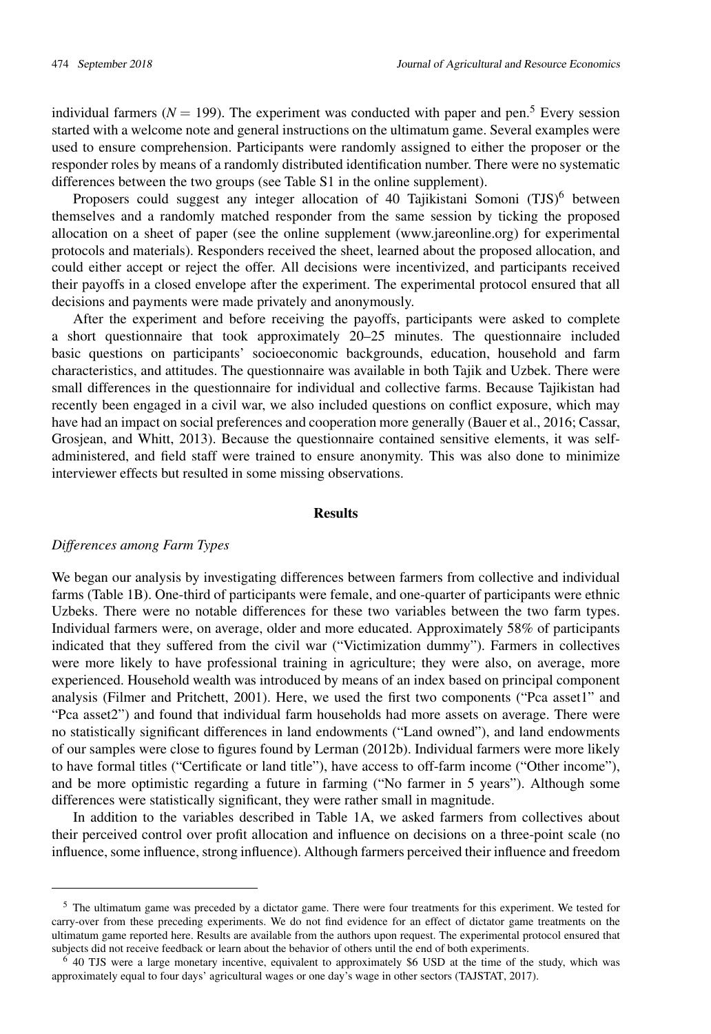individual farmers ($N = 199$). The experiment was conducted with paper and pen.[5] Every session started with a welcome note and general instructions on the ultimatum game. Several examples were used to ensure comprehension. Participants were randomly assigned to either the proposer or the responder roles by means of a randomly distributed identification number. There were no systematic differences between the two groups (see Table S1 in the online supplement).

Proposers could suggest any integer allocation of 40 Tajikistani Somoni (TJS)[6] between themselves and a randomly matched responder from the same session by ticking the proposed allocation on a sheet of paper (see the online supplement (www.jareonline.org) for experimental protocols and materials). Responders received the sheet, learned about the proposed allocation, and could either accept or reject the offer. All decisions were incentivized, and participants received their payoffs in a closed envelope after the experiment. The experimental protocol ensured that all decisions and payments were made privately and anonymously.

After the experiment and before receiving the payoffs, participants were asked to complete a short questionnaire that took approximately 20–25 minutes. The questionnaire included basic questions on participants' socioeconomic backgrounds, education, household and farm characteristics, and attitudes. The questionnaire was available in both Tajik and Uzbek. There were small differences in the questionnaire for individual and collective farms. Because Tajikistan had recently been engaged in a civil war, we also included questions on conflict exposure, which may have had an impact on social preferences and cooperation more generally (Bauer et al., 2016; Cassar, Grosjean, and Whitt, 2013). Because the questionnaire contained sensitive elements, it was self-administered, and field staff were trained to ensure anonymity. This was also done to minimize interviewer effects but resulted in some missing observations.

## Results

### *Differences among Farm Types*

We began our analysis by investigating differences between farmers from collective and individual farms (Table 1B). One-third of participants were female, and one-quarter of participants were ethnic Uzbeks. There were no notable differences for these two variables between the two farm types. Individual farmers were, on average, older and more educated. Approximately 58% of participants indicated that they suffered from the civil war ("Victimization dummy"). Farmers in collectives were more likely to have professional training in agriculture; they were also, on average, more experienced. Household wealth was introduced by means of an index based on principal component analysis (Filmer and Pritchett, 2001). Here, we used the first two components ("Pca asset1" and "Pca asset2") and found that individual farm households had more assets on average. There were no statistically significant differences in land endowments ("Land owned"), and land endowments of our samples were close to figures found by Lerman (2012b). Individual farmers were more likely to have formal titles ("Certificate or land title"), have access to off-farm income ("Other income"), and be more optimistic regarding a future in farming ("No farmer in 5 years"). Although some differences were statistically significant, they were rather small in magnitude.

In addition to the variables described in Table 1A, we asked farmers from collectives about their perceived control over profit allocation and influence on decisions on a three-point scale (no influence, some influence, strong influence). Although farmers perceived their influence and freedom

---

[5] The ultimatum game was preceded by a dictator game. There were four treatments for this experiment. We tested for carry-over from these preceding experiments. We do not find evidence for an effect of dictator game treatments on the ultimatum game reported here. Results are available from the authors upon request. The experimental protocol ensured that subjects did not receive feedback or learn about the behavior of others until the end of both experiments.

[6] 40 TJS were a large monetary incentive, equivalent to approximately $6 USD at the time of the study, which was approximately equal to four days' agricultural wages or one day's wage in other sectors (TAJSTAT, 2017).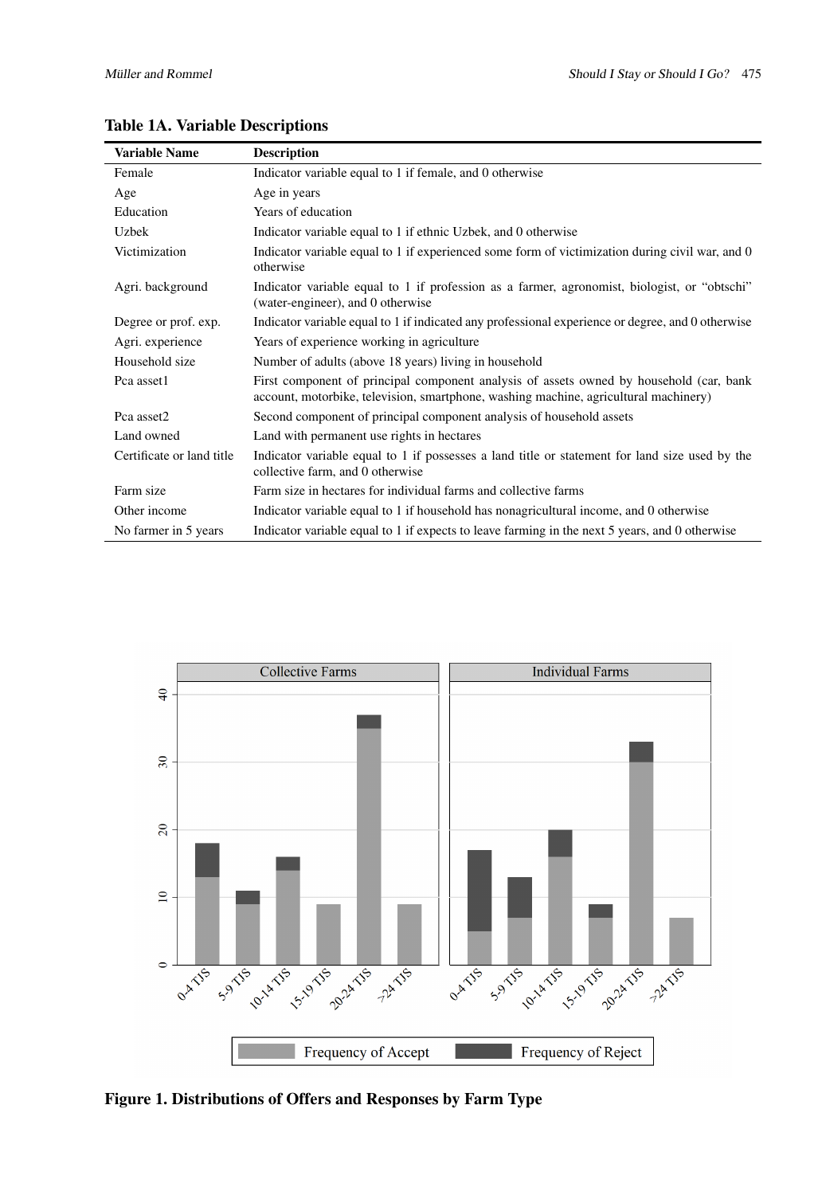## Table 1A. Variable Descriptions

| Variable Name | Description |
|---|---|
| Female | Indicator variable equal to 1 if female, and 0 otherwise |
| Age | Age in years |
| Education | Years of education |
| Uzbek | Indicator variable equal to 1 if ethnic Uzbek, and 0 otherwise |
| Victimization | Indicator variable equal to 1 if experienced some form of victimization during civil war, and 0 otherwise |
| Agri. background | Indicator variable equal to 1 if profession as a farmer, agronomist, biologist, or "obtschi" (water-engineer), and 0 otherwise |
| Degree or prof. exp. | Indicator variable equal to 1 if indicated any professional experience or degree, and 0 otherwise |
| Agri. experience | Years of experience working in agriculture |
| Household size | Number of adults (above 18 years) living in household |
| Pca asset1 | First component of principal component analysis of assets owned by household (car, bank account, motorbike, television, smartphone, washing machine, agricultural machinery) |
| Pca asset2 | Second component of principal component analysis of household assets |
| Land owned | Land with permanent use rights in hectares |
| Certificate or land title | Indicator variable equal to 1 if possesses a land title or statement for land size used by the collective farm, and 0 otherwise |
| Farm size | Farm size in hectares for individual farms and collective farms |
| Other income | Indicator variable equal to 1 if household has nonagricultural income, and 0 otherwise |
| No farmer in 5 years | Indicator variable equal to 1 if expects to leave farming in the next 5 years, and 0 otherwise |

**Figure 1. Distributions of Offers and Responses by Farm Type**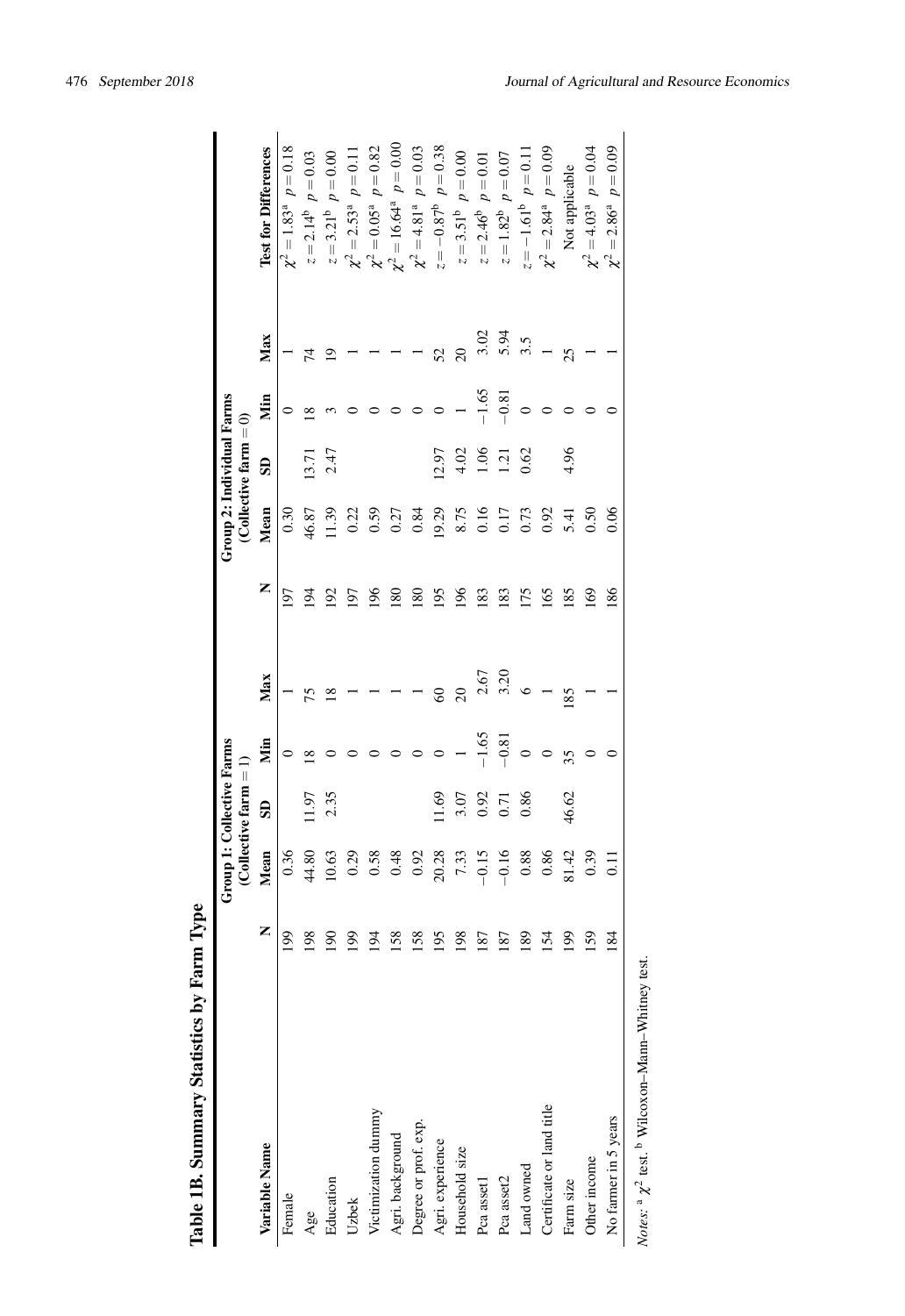**Table 1B. Summary Statistics by Farm Type**

| Variable Name | Group 1: Collective Farms (Collective farm = 1) | | | | | Group 2: Individual Farms (Collective farm = 0) | | | | | Test for Differences |
|---|---|---|---|---|---|---|---|---|---|---|---|
| | N | Mean | SD | Min | Max | N | Mean | SD | Min | Max | |
| Female | 199 | 0.36 | | 0 | 1 | 197 | 0.30 | | 0 | 1 | $\chi^2 = 1.83^a$ $p = 0.18$ |
| Age | 198 | 44.80 | 11.97 | 18 | 75 | 194 | 46.87 | 13.71 | 18 | 74 | $z = 2.14^b$ $p = 0.03$ |
| Education | 190 | 10.63 | 2.35 | 0 | 18 | 192 | 11.39 | 2.47 | 3 | 19 | $z = 3.21^b$ $p = 0.00$ |
| Uzbek | 199 | 0.29 | | 0 | 1 | 197 | 0.22 | | 0 | 1 | $\chi^2 = 2.53^a$ $p = 0.11$ |
| Victimization dummy | 194 | 0.58 | | 0 | 1 | 196 | 0.59 | | 0 | 1 | $\chi^2 = 0.05^a$ $p = 0.82$ |
| Agri. background | 158 | 0.48 | | 0 | 1 | 180 | 0.27 | | 0 | 1 | $\chi^2 = 16.64^a$ $p = 0.00$ |
| Degree or prof. exp. | 158 | 0.92 | | 0 | 1 | 180 | 0.84 | | 0 | 1 | $\chi^2 = 4.81^a$ $p = 0.03$ |
| Agri. experience | 195 | 20.28 | 11.69 | 0 | 60 | 195 | 19.29 | 12.97 | 0 | 52 | $z = -0.87^b$ $p = 0.38$ |
| Household size | 198 | 7.33 | 3.07 | 1 | 20 | 196 | 8.75 | 4.02 | 1 | 20 | $z = 3.51^b$ $p = 0.00$ |
| Pca asset1 | 187 | −0.15 | 0.92 | −1.65 | 2.67 | 183 | 0.16 | 1.06 | −1.65 | 3.02 | $z = 2.46^b$ $p = 0.01$ |
| Pca asset2 | 187 | −0.16 | 0.71 | −0.81 | 3.20 | 183 | 0.17 | 1.21 | −0.81 | 5.94 | $z = 1.82^b$ $p = 0.07$ |
| Land owned | 189 | 0.88 | 0.86 | 0 | 6 | 175 | 0.73 | 0.62 | 0 | 3.5 | $z = -1.61^b$ $p = 0.11$ |
| Certificate or land title | 154 | 0.86 | | 0 | 1 | 165 | 0.92 | | 0 | 1 | $\chi^2 = 2.84^a$ $p = 0.09$ |
| Farm size | 199 | 81.42 | 46.62 | 35 | 185 | 185 | 5.41 | 4.96 | 0 | 25 | Not applicable |
| Other income | 159 | 0.39 | | 0 | 1 | 169 | 0.50 | | 0 | 1 | $\chi^2 = 4.03^a$ $p = 0.04$ |
| No farmer in 5 years | 184 | 0.11 | | 0 | 1 | 186 | 0.06 | | 0 | 1 | $\chi^2 = 2.86^a$ $p = 0.09$ |

*Notes:* [a] $\chi^2$ test. [b] Wilcoxon–Mann–Whitney test.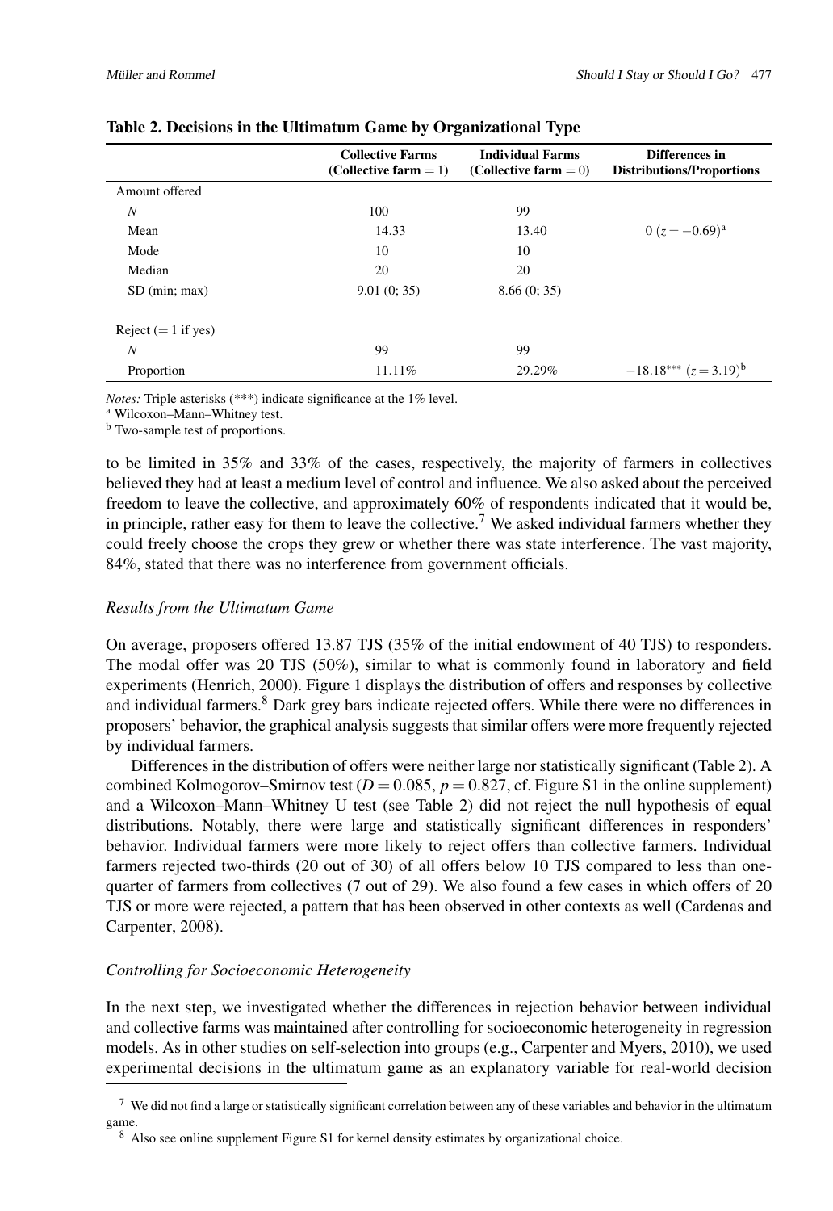**Table 2. Decisions in the Ultimatum Game by Organizational Type**

| | Collective Farms (Collective farm = 1) | Individual Farms (Collective farm = 0) | Differences in Distributions/Proportions |
|---|---|---|---|
| Amount offered | | | |
| $N$ | 100 | 99 | |
| Mean | 14.33 | 13.40 | $0$ $(z = -0.69)$[a] |
| Mode | 10 | 10 | |
| Median | 20 | 20 | |
| SD (min; max) | 9.01 (0; 35) | 8.66 (0; 35) | |
| Reject (= 1 if yes) | | | |
| $N$ | 99 | 99 | |
| Proportion | 11.11% | 29.29% | $-18.18^{***}$ $(z = 3.19)$[b] |

*Notes:* Triple asterisks (***) indicate significance at the 1% level.
[a] Wilcoxon–Mann–Whitney test.
[b] Two-sample test of proportions.

to be limited in 35% and 33% of the cases, respectively, the majority of farmers in collectives believed they had at least a medium level of control and influence. We also asked about the perceived freedom to leave the collective, and approximately 60% of respondents indicated that it would be, in principle, rather easy for them to leave the collective.[7] We asked individual farmers whether they could freely choose the crops they grew or whether there was state interference. The vast majority, 84%, stated that there was no interference from government officials.

### *Results from the Ultimatum Game*

On average, proposers offered 13.87 TJS (35% of the initial endowment of 40 TJS) to responders. The modal offer was 20 TJS (50%), similar to what is commonly found in laboratory and field experiments (Henrich, 2000). Figure 1 displays the distribution of offers and responses by collective and individual farmers.[8] Dark grey bars indicate rejected offers. While there were no differences in proposers' behavior, the graphical analysis suggests that similar offers were more frequently rejected by individual farmers.

Differences in the distribution of offers were neither large nor statistically significant (Table 2). A combined Kolmogorov–Smirnov test ($D = 0.085$, $p = 0.827$, cf. Figure S1 in the online supplement) and a Wilcoxon–Mann–Whitney U test (see Table 2) did not reject the null hypothesis of equal distributions. Notably, there were large and statistically significant differences in responders' behavior. Individual farmers were more likely to reject offers than collective farmers. Individual farmers rejected two-thirds (20 out of 30) of all offers below 10 TJS compared to less than one-quarter of farmers from collectives (7 out of 29). We also found a few cases in which offers of 20 TJS or more were rejected, a pattern that has been observed in other contexts as well (Cardenas and Carpenter, 2008).

### *Controlling for Socioeconomic Heterogeneity*

In the next step, we investigated whether the differences in rejection behavior between individual and collective farms was maintained after controlling for socioeconomic heterogeneity in regression models. As in other studies on self-selection into groups (e.g., Carpenter and Myers, 2010), we used experimental decisions in the ultimatum game as an explanatory variable for real-world decision

[7] We did not find a large or statistically significant correlation between any of these variables and behavior in the ultimatum game.

[8] Also see online supplement Figure S1 for kernel density estimates by organizational choice.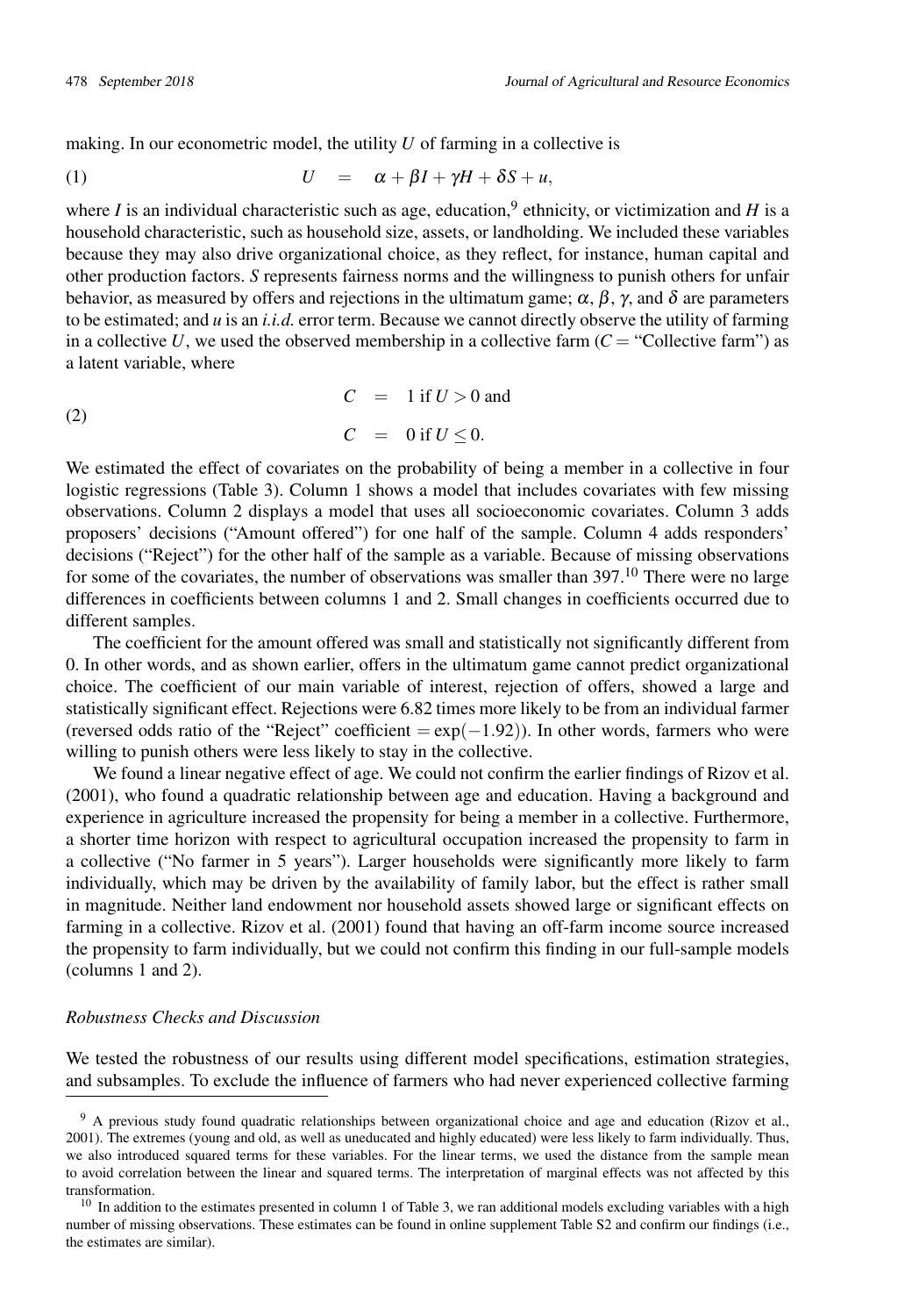making. In our econometric model, the utility $U$ of farming in a collective is

$$U = \alpha + \beta I + \gamma H + \delta S + u, \tag{1}$$

where $I$ is an individual characteristic such as age, education,[9] ethnicity, or victimization and $H$ is a household characteristic, such as household size, assets, or landholding. We included these variables because they may also drive organizational choice, as they reflect, for instance, human capital and other production factors. $S$ represents fairness norms and the willingness to punish others for unfair behavior, as measured by offers and rejections in the ultimatum game; $\alpha$, $\beta$, $\gamma$, and $\delta$ are parameters to be estimated; and $u$ is an *i.i.d.* error term. Because we cannot directly observe the utility of farming in a collective $U$, we used the observed membership in a collective farm ($C$ = "Collective farm") as a latent variable, where

$$\begin{aligned} C &= 1 \text{ if } U > 0 \text{ and} \\ C &= 0 \text{ if } U \leq 0. \end{aligned} \tag{2}$$

We estimated the effect of covariates on the probability of being a member in a collective in four logistic regressions (Table 3). Column 1 shows a model that includes covariates with few missing observations. Column 2 displays a model that uses all socioeconomic covariates. Column 3 adds proposers' decisions ("Amount offered") for one half of the sample. Column 4 adds responders' decisions ("Reject") for the other half of the sample as a variable. Because of missing observations for some of the covariates, the number of observations was smaller than 397.[10] There were no large differences in coefficients between columns 1 and 2. Small changes in coefficients occurred due to different samples.

The coefficient for the amount offered was small and statistically not significantly different from 0. In other words, and as shown earlier, offers in the ultimatum game cannot predict organizational choice. The coefficient of our main variable of interest, rejection of offers, showed a large and statistically significant effect. Rejections were 6.82 times more likely to be from an individual farmer (reversed odds ratio of the "Reject" coefficient = $\exp(-1.92)$). In other words, farmers who were willing to punish others were less likely to stay in the collective.

We found a linear negative effect of age. We could not confirm the earlier findings of Rizov et al. (2001), who found a quadratic relationship between age and education. Having a background and experience in agriculture increased the propensity for being a member in a collective. Furthermore, a shorter time horizon with respect to agricultural occupation increased the propensity to farm in a collective ("No farmer in 5 years"). Larger households were significantly more likely to farm individually, which may be driven by the availability of family labor, but the effect is rather small in magnitude. Neither land endowment nor household assets showed large or significant effects on farming in a collective. Rizov et al. (2001) found that having an off-farm income source increased the propensity to farm individually, but we could not confirm this finding in our full-sample models (columns 1 and 2).

### *Robustness Checks and Discussion*

We tested the robustness of our results using different model specifications, estimation strategies, and subsamples. To exclude the influence of farmers who had never experienced collective farming

---

[9] A previous study found quadratic relationships between organizational choice and age and education (Rizov et al., 2001). The extremes (young and old, as well as uneducated and highly educated) were less likely to farm individually. Thus, we also introduced squared terms for these variables. For the linear terms, we used the distance from the sample mean to avoid correlation between the linear and squared terms. The interpretation of marginal effects was not affected by this transformation.

[10] In addition to the estimates presented in column 1 of Table 3, we ran additional models excluding variables with a high number of missing observations. These estimates can be found in online supplement Table S2 and confirm our findings (i.e., the estimates are similar).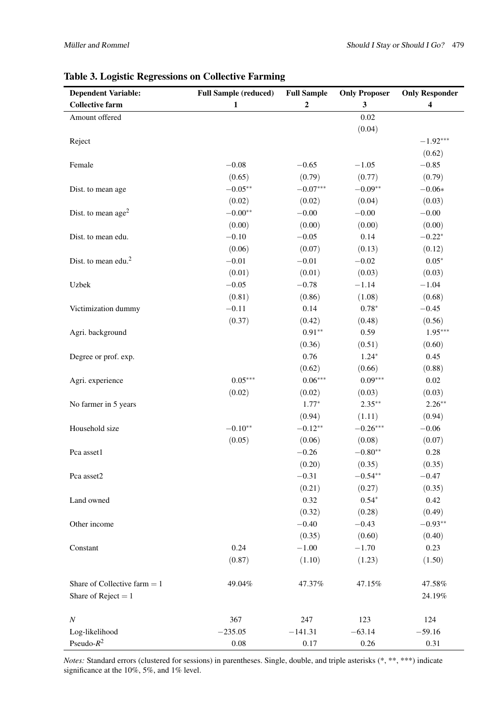**Table 3. Logistic Regressions on Collective Farming**

| Dependent Variable: Collective farm | Full Sample (reduced) 1 | Full Sample 2 | Only Proposer 3 | Only Responder 4 |
|---|---|---|---|---|
| Amount offered | | | 0.02 | |
| | | | (0.04) | |
| Reject | | | | −1.92*** |
| | | | | (0.62) |
| Female | −0.08 | −0.65 | −1.05 | −0.85 |
| | (0.65) | (0.79) | (0.77) | (0.79) |
| Dist. to mean age | −0.05** | −0.07*** | −0.09** | −0.06* |
| | (0.02) | (0.02) | (0.04) | (0.03) |
| Dist. to mean age$^2$ | −0.00** | −0.00 | −0.00 | −0.00 |
| | (0.00) | (0.00) | (0.00) | (0.00) |
| Dist. to mean edu. | −0.10 | −0.05 | 0.14 | −0.22* |
| | (0.06) | (0.07) | (0.13) | (0.12) |
| Dist. to mean edu.$^2$ | −0.01 | −0.01 | −0.02 | 0.05* |
| | (0.01) | (0.01) | (0.03) | (0.03) |
| Uzbek | −0.05 | −0.78 | −1.14 | −1.04 |
| | (0.81) | (0.86) | (1.08) | (0.68) |
| Victimization dummy | −0.11 | 0.14 | 0.78* | −0.45 |
| | (0.37) | (0.42) | (0.48) | (0.56) |
| Agri. background | | 0.91** | 0.59 | 1.95*** |
| | | (0.36) | (0.51) | (0.60) |
| Degree or prof. exp. | | 0.76 | 1.24* | 0.45 |
| | | (0.62) | (0.66) | (0.88) |
| Agri. experience | 0.05*** | 0.06*** | 0.09*** | 0.02 |
| | (0.02) | (0.02) | (0.03) | (0.03) |
| No farmer in 5 years | | 1.77* | 2.35** | 2.26** |
| | | (0.94) | (1.11) | (0.94) |
| Household size | −0.10** | −0.12** | −0.26*** | −0.06 |
| | (0.05) | (0.06) | (0.08) | (0.07) |
| Pca asset1 | | −0.26 | −0.80** | 0.28 |
| | | (0.20) | (0.35) | (0.35) |
| Pca asset2 | | −0.31 | −0.54** | −0.47 |
| | | (0.21) | (0.27) | (0.35) |
| Land owned | | 0.32 | 0.54* | 0.42 |
| | | (0.32) | (0.28) | (0.49) |
| Other income | | −0.40 | −0.43 | −0.93** |
| | | (0.35) | (0.60) | (0.40) |
| Constant | 0.24 | −1.00 | −1.70 | 0.23 |
| | (0.87) | (1.10) | (1.23) | (1.50) |
| Share of Collective farm = 1 | 49.04% | 47.37% | 47.15% | 47.58% |
| Share of Reject = 1 | | | | 24.19% |
| $N$ | 367 | 247 | 123 | 124 |
| Log-likelihood | −235.05 | −141.31 | −63.14 | −59.16 |
| Pseudo-$R^2$ | 0.08 | 0.17 | 0.26 | 0.31 |

*Notes:* Standard errors (clustered for sessions) in parentheses. Single, double, and triple asterisks (*, **, ***) indicate significance at the 10%, 5%, and 1% level.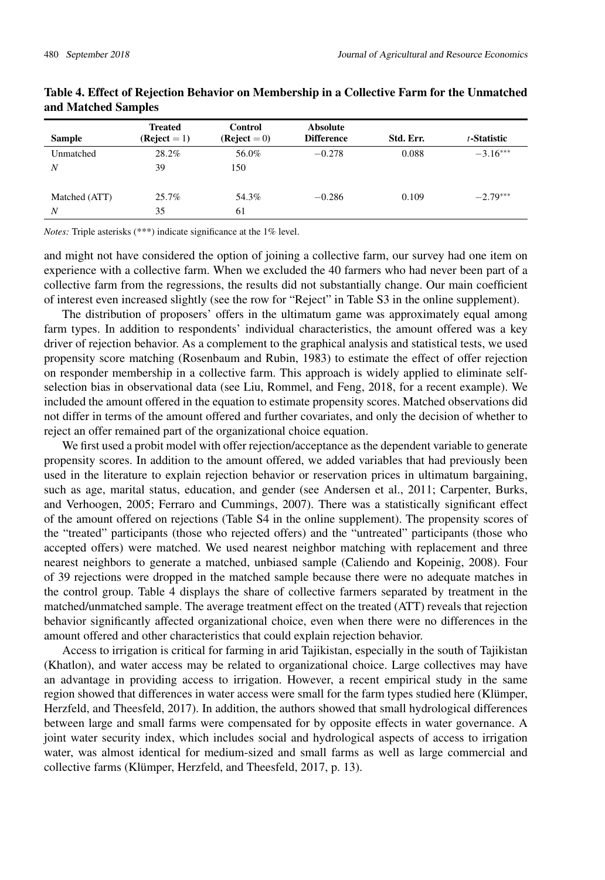**Table 4. Effect of Rejection Behavior on Membership in a Collective Farm for the Unmatched and Matched Samples**

| Sample | Treated (Reject = 1) | Control (Reject = 0) | Absolute Difference | Std. Err. | $t$-Statistic |
|---|---|---|---|---|---|
| Unmatched | 28.2% | 56.0% | −0.278 | 0.088 | −3.16*** |
| $N$ | 39 | 150 | | | |
| Matched (ATT) | 25.7% | 54.3% | −0.286 | 0.109 | −2.79*** |
| $N$ | 35 | 61 | | | |

*Notes:* Triple asterisks (***) indicate significance at the 1% level.

and might not have considered the option of joining a collective farm, our survey had one item on experience with a collective farm. When we excluded the 40 farmers who had never been part of a collective farm from the regressions, the results did not substantially change. Our main coefficient of interest even increased slightly (see the row for "Reject" in Table S3 in the online supplement).

The distribution of proposers' offers in the ultimatum game was approximately equal among farm types. In addition to respondents' individual characteristics, the amount offered was a key driver of rejection behavior. As a complement to the graphical analysis and statistical tests, we used propensity score matching (Rosenbaum and Rubin, 1983) to estimate the effect of offer rejection on responder membership in a collective farm. This approach is widely applied to eliminate self-selection bias in observational data (see Liu, Rommel, and Feng, 2018, for a recent example). We included the amount offered in the equation to estimate propensity scores. Matched observations did not differ in terms of the amount offered and further covariates, and only the decision of whether to reject an offer remained part of the organizational choice equation.

We first used a probit model with offer rejection/acceptance as the dependent variable to generate propensity scores. In addition to the amount offered, we added variables that had previously been used in the literature to explain rejection behavior or reservation prices in ultimatum bargaining, such as age, marital status, education, and gender (see Andersen et al., 2011; Carpenter, Burks, and Verhoogen, 2005; Ferraro and Cummings, 2007). There was a statistically significant effect of the amount offered on rejections (Table S4 in the online supplement). The propensity scores of the "treated" participants (those who rejected offers) and the "untreated" participants (those who accepted offers) were matched. We used nearest neighbor matching with replacement and three nearest neighbors to generate a matched, unbiased sample (Caliendo and Kopeinig, 2008). Four of 39 rejections were dropped in the matched sample because there were no adequate matches in the control group. Table 4 displays the share of collective farmers separated by treatment in the matched/unmatched sample. The average treatment effect on the treated (ATT) reveals that rejection behavior significantly affected organizational choice, even when there were no differences in the amount offered and other characteristics that could explain rejection behavior.

Access to irrigation is critical for farming in arid Tajikistan, especially in the south of Tajikistan (Khatlon), and water access may be related to organizational choice. Large collectives may have an advantage in providing access to irrigation. However, a recent empirical study in the same region showed that differences in water access were small for the farm types studied here (Klümper, Herzfeld, and Theesfeld, 2017). In addition, the authors showed that small hydrological differences between large and small farms were compensated for by opposite effects in water governance. A joint water security index, which includes social and hydrological aspects of access to irrigation water, was almost identical for medium-sized and small farms as well as large commercial and collective farms (Klümper, Herzfeld, and Theesfeld, 2017, p. 13).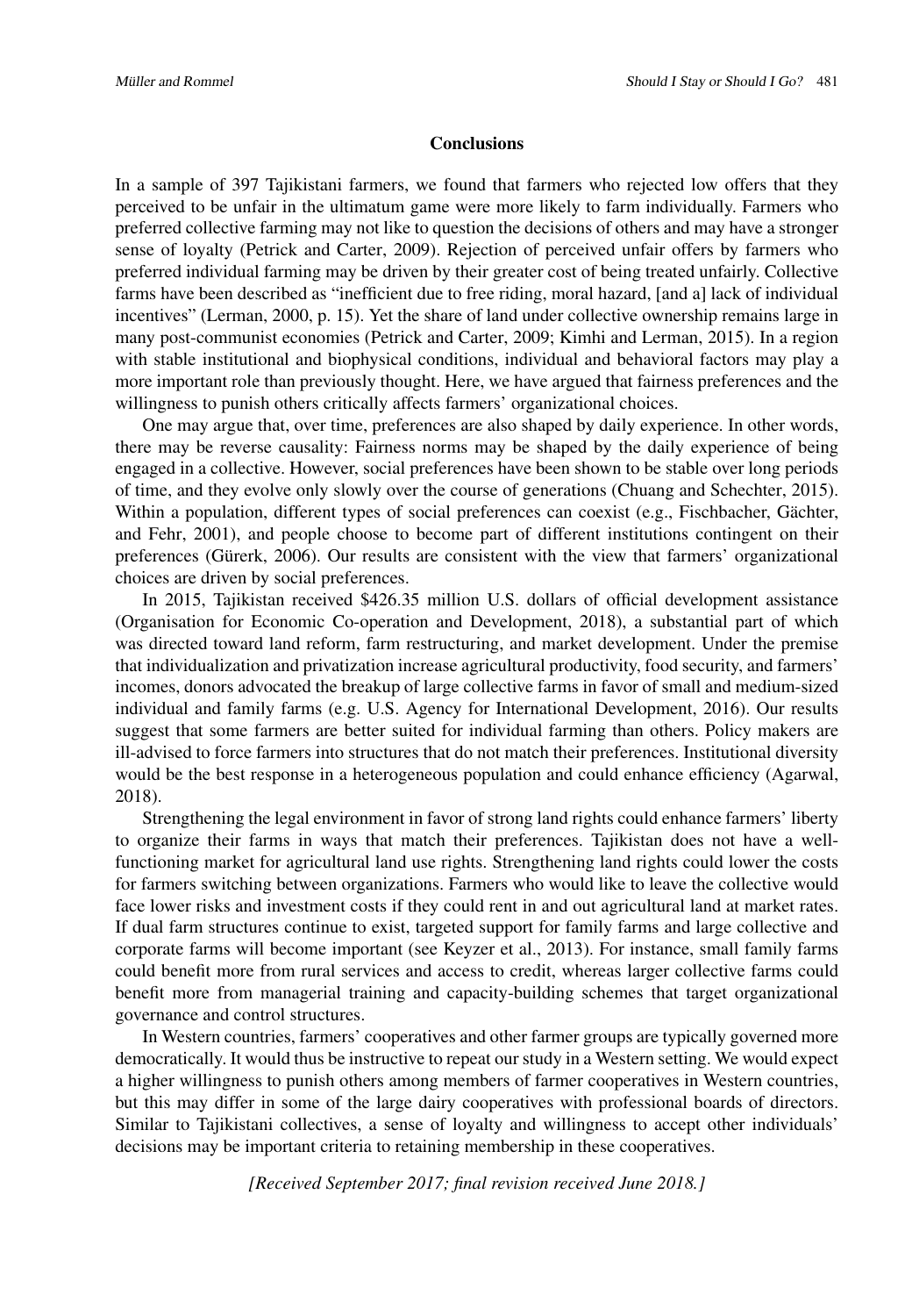## Conclusions

In a sample of 397 Tajikistani farmers, we found that farmers who rejected low offers that they perceived to be unfair in the ultimatum game were more likely to farm individually. Farmers who preferred collective farming may not like to question the decisions of others and may have a stronger sense of loyalty (Petrick and Carter, 2009). Rejection of perceived unfair offers by farmers who preferred individual farming may be driven by their greater cost of being treated unfairly. Collective farms have been described as "inefficient due to free riding, moral hazard, [and a] lack of individual incentives" (Lerman, 2000, p. 15). Yet the share of land under collective ownership remains large in many post-communist economies (Petrick and Carter, 2009; Kimhi and Lerman, 2015). In a region with stable institutional and biophysical conditions, individual and behavioral factors may play a more important role than previously thought. Here, we have argued that fairness preferences and the willingness to punish others critically affects farmers' organizational choices.

One may argue that, over time, preferences are also shaped by daily experience. In other words, there may be reverse causality: Fairness norms may be shaped by the daily experience of being engaged in a collective. However, social preferences have been shown to be stable over long periods of time, and they evolve only slowly over the course of generations (Chuang and Schechter, 2015). Within a population, different types of social preferences can coexist (e.g., Fischbacher, Gächter, and Fehr, 2001), and people choose to become part of different institutions contingent on their preferences (Gürerk, 2006). Our results are consistent with the view that farmers' organizational choices are driven by social preferences.

In 2015, Tajikistan received \$426.35 million U.S. dollars of official development assistance (Organisation for Economic Co-operation and Development, 2018), a substantial part of which was directed toward land reform, farm restructuring, and market development. Under the premise that individualization and privatization increase agricultural productivity, food security, and farmers' incomes, donors advocated the breakup of large collective farms in favor of small and medium-sized individual and family farms (e.g. U.S. Agency for International Development, 2016). Our results suggest that some farmers are better suited for individual farming than others. Policy makers are ill-advised to force farmers into structures that do not match their preferences. Institutional diversity would be the best response in a heterogeneous population and could enhance efficiency (Agarwal, 2018).

Strengthening the legal environment in favor of strong land rights could enhance farmers' liberty to organize their farms in ways that match their preferences. Tajikistan does not have a well-functioning market for agricultural land use rights. Strengthening land rights could lower the costs for farmers switching between organizations. Farmers who would like to leave the collective would face lower risks and investment costs if they could rent in and out agricultural land at market rates. If dual farm structures continue to exist, targeted support for family farms and large collective and corporate farms will become important (see Keyzer et al., 2013). For instance, small family farms could benefit more from rural services and access to credit, whereas larger collective farms could benefit more from managerial training and capacity-building schemes that target organizational governance and control structures.

In Western countries, farmers' cooperatives and other farmer groups are typically governed more democratically. It would thus be instructive to repeat our study in a Western setting. We would expect a higher willingness to punish others among members of farmer cooperatives in Western countries, but this may differ in some of the large dairy cooperatives with professional boards of directors. Similar to Tajikistani collectives, a sense of loyalty and willingness to accept other individuals' decisions may be important criteria to retaining membership in these cooperatives.

*[Received September 2017; final revision received June 2018.]*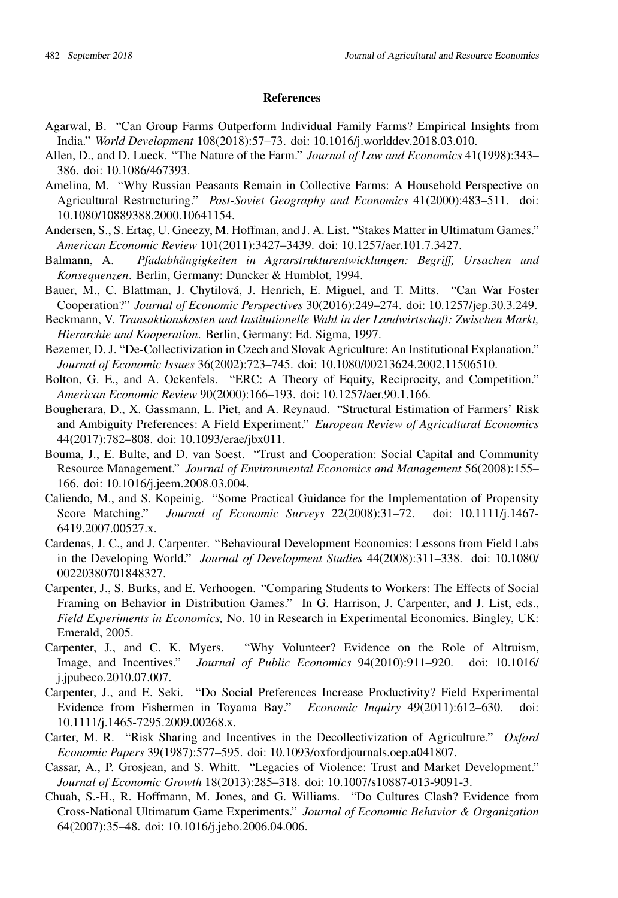## References

Agarwal, B. "Can Group Farms Outperform Individual Family Farms? Empirical Insights from India." *World Development* 108(2018):57–73. doi: 10.1016/j.worlddev.2018.03.010.

Allen, D., and D. Lueck. "The Nature of the Farm." *Journal of Law and Economics* 41(1998):343–386. doi: 10.1086/467393.

Amelina, M. "Why Russian Peasants Remain in Collective Farms: A Household Perspective on Agricultural Restructuring." *Post-Soviet Geography and Economics* 41(2000):483–511. doi: 10.1080/10889388.2000.10641154.

Andersen, S., S. Ertaç, U. Gneezy, M. Hoffman, and J. A. List. "Stakes Matter in Ultimatum Games." *American Economic Review* 101(2011):3427–3439. doi: 10.1257/aer.101.7.3427.

Balmann, A. *Pfadabhängigkeiten in Agrarstrukturentwicklungen: Begriff, Ursachen und Konsequenzen*. Berlin, Germany: Duncker & Humblot, 1994.

Bauer, M., C. Blattman, J. Chytilová, J. Henrich, E. Miguel, and T. Mitts. "Can War Foster Cooperation?" *Journal of Economic Perspectives* 30(2016):249–274. doi: 10.1257/jep.30.3.249.

Beckmann, V. *Transaktionskosten und Institutionelle Wahl in der Landwirtschaft: Zwischen Markt, Hierarchie und Kooperation*. Berlin, Germany: Ed. Sigma, 1997.

Bezemer, D. J. "De-Collectivization in Czech and Slovak Agriculture: An Institutional Explanation." *Journal of Economic Issues* 36(2002):723–745. doi: 10.1080/00213624.2002.11506510.

Bolton, G. E., and A. Ockenfels. "ERC: A Theory of Equity, Reciprocity, and Competition." *American Economic Review* 90(2000):166–193. doi: 10.1257/aer.90.1.166.

Bougherara, D., X. Gassmann, L. Piet, and A. Reynaud. "Structural Estimation of Farmers' Risk and Ambiguity Preferences: A Field Experiment." *European Review of Agricultural Economics* 44(2017):782–808. doi: 10.1093/erae/jbx011.

Bouma, J., E. Bulte, and D. van Soest. "Trust and Cooperation: Social Capital and Community Resource Management." *Journal of Environmental Economics and Management* 56(2008):155–166. doi: 10.1016/j.jeem.2008.03.004.

Caliendo, M., and S. Kopeinig. "Some Practical Guidance for the Implementation of Propensity Score Matching." *Journal of Economic Surveys* 22(2008):31–72. doi: 10.1111/j.1467-6419.2007.00527.x.

Cardenas, J. C., and J. Carpenter. "Behavioural Development Economics: Lessons from Field Labs in the Developing World." *Journal of Development Studies* 44(2008):311–338. doi: 10.1080/00220380701848327.

Carpenter, J., S. Burks, and E. Verhoogen. "Comparing Students to Workers: The Effects of Social Framing on Behavior in Distribution Games." In G. Harrison, J. Carpenter, and J. List, eds., *Field Experiments in Economics,* No. 10 in Research in Experimental Economics. Bingley, UK: Emerald, 2005.

Carpenter, J., and C. K. Myers. "Why Volunteer? Evidence on the Role of Altruism, Image, and Incentives." *Journal of Public Economics* 94(2010):911–920. doi: 10.1016/j.jpubeco.2010.07.007.

Carpenter, J., and E. Seki. "Do Social Preferences Increase Productivity? Field Experimental Evidence from Fishermen in Toyama Bay." *Economic Inquiry* 49(2011):612–630. doi: 10.1111/j.1465-7295.2009.00268.x.

Carter, M. R. "Risk Sharing and Incentives in the Decollectivization of Agriculture." *Oxford Economic Papers* 39(1987):577–595. doi: 10.1093/oxfordjournals.oep.a041807.

Cassar, A., P. Grosjean, and S. Whitt. "Legacies of Violence: Trust and Market Development." *Journal of Economic Growth* 18(2013):285–318. doi: 10.1007/s10887-013-9091-3.

Chuah, S.-H., R. Hoffmann, M. Jones, and G. Williams. "Do Cultures Clash? Evidence from Cross-National Ultimatum Game Experiments." *Journal of Economic Behavior & Organization* 64(2007):35–48. doi: 10.1016/j.jebo.2006.04.006.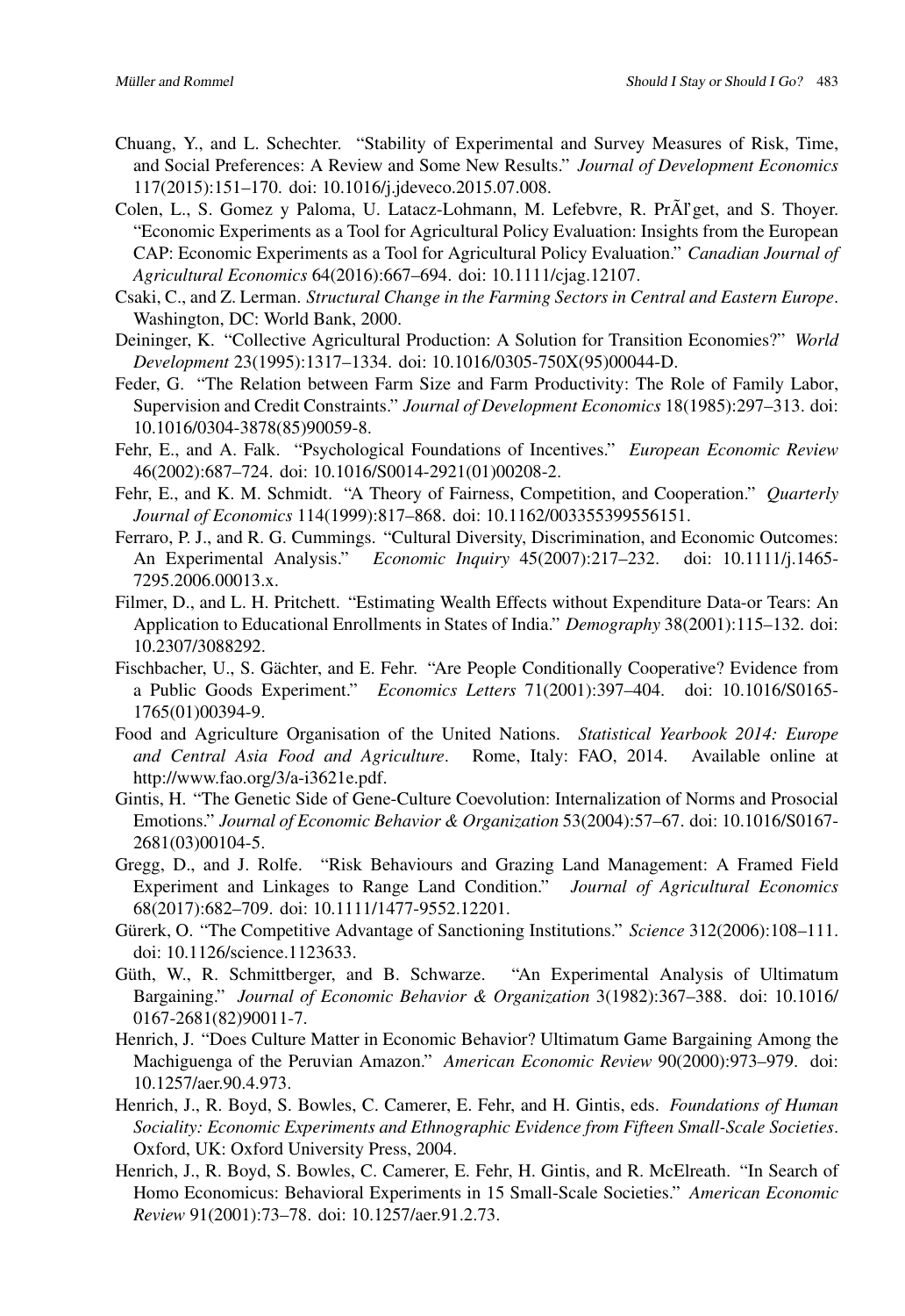Chuang, Y., and L. Schechter. "Stability of Experimental and Survey Measures of Risk, Time, and Social Preferences: A Review and Some New Results." *Journal of Development Economics* 117(2015):151–170. doi: 10.1016/j.jdeveco.2015.07.008.

Colen, L., S. Gomez y Paloma, U. Latacz-Lohmann, M. Lefebvre, R. PrÃľget, and S. Thoyer. "Economic Experiments as a Tool for Agricultural Policy Evaluation: Insights from the European CAP: Economic Experiments as a Tool for Agricultural Policy Evaluation." *Canadian Journal of Agricultural Economics* 64(2016):667–694. doi: 10.1111/cjag.12107.

Csaki, C., and Z. Lerman. *Structural Change in the Farming Sectors in Central and Eastern Europe*. Washington, DC: World Bank, 2000.

Deininger, K. "Collective Agricultural Production: A Solution for Transition Economies?" *World Development* 23(1995):1317–1334. doi: 10.1016/0305-750X(95)00044-D.

Feder, G. "The Relation between Farm Size and Farm Productivity: The Role of Family Labor, Supervision and Credit Constraints." *Journal of Development Economics* 18(1985):297–313. doi: 10.1016/0304-3878(85)90059-8.

Fehr, E., and A. Falk. "Psychological Foundations of Incentives." *European Economic Review* 46(2002):687–724. doi: 10.1016/S0014-2921(01)00208-2.

Fehr, E., and K. M. Schmidt. "A Theory of Fairness, Competition, and Cooperation." *Quarterly Journal of Economics* 114(1999):817–868. doi: 10.1162/003355399556151.

Ferraro, P. J., and R. G. Cummings. "Cultural Diversity, Discrimination, and Economic Outcomes: An Experimental Analysis." *Economic Inquiry* 45(2007):217–232. doi: 10.1111/j.1465-7295.2006.00013.x.

Filmer, D., and L. H. Pritchett. "Estimating Wealth Effects without Expenditure Data-or Tears: An Application to Educational Enrollments in States of India." *Demography* 38(2001):115–132. doi: 10.2307/3088292.

Fischbacher, U., S. Gächter, and E. Fehr. "Are People Conditionally Cooperative? Evidence from a Public Goods Experiment." *Economics Letters* 71(2001):397–404. doi: 10.1016/S0165-1765(01)00394-9.

Food and Agriculture Organisation of the United Nations. *Statistical Yearbook 2014: Europe and Central Asia Food and Agriculture*. Rome, Italy: FAO, 2014. Available online at http://www.fao.org/3/a-i3621e.pdf.

Gintis, H. "The Genetic Side of Gene-Culture Coevolution: Internalization of Norms and Prosocial Emotions." *Journal of Economic Behavior & Organization* 53(2004):57–67. doi: 10.1016/S0167-2681(03)00104-5.

Gregg, D., and J. Rolfe. "Risk Behaviours and Grazing Land Management: A Framed Field Experiment and Linkages to Range Land Condition." *Journal of Agricultural Economics* 68(2017):682–709. doi: 10.1111/1477-9552.12201.

Gürerk, O. "The Competitive Advantage of Sanctioning Institutions." *Science* 312(2006):108–111. doi: 10.1126/science.1123633.

Güth, W., R. Schmittberger, and B. Schwarze. "An Experimental Analysis of Ultimatum Bargaining." *Journal of Economic Behavior & Organization* 3(1982):367–388. doi: 10.1016/0167-2681(82)90011-7.

Henrich, J. "Does Culture Matter in Economic Behavior? Ultimatum Game Bargaining Among the Machiguenga of the Peruvian Amazon." *American Economic Review* 90(2000):973–979. doi: 10.1257/aer.90.4.973.

Henrich, J., R. Boyd, S. Bowles, C. Camerer, E. Fehr, and H. Gintis, eds. *Foundations of Human Sociality: Economic Experiments and Ethnographic Evidence from Fifteen Small-Scale Societies*. Oxford, UK: Oxford University Press, 2004.

Henrich, J., R. Boyd, S. Bowles, C. Camerer, E. Fehr, H. Gintis, and R. McElreath. "In Search of Homo Economicus: Behavioral Experiments in 15 Small-Scale Societies." *American Economic Review* 91(2001):73–78. doi: 10.1257/aer.91.2.73.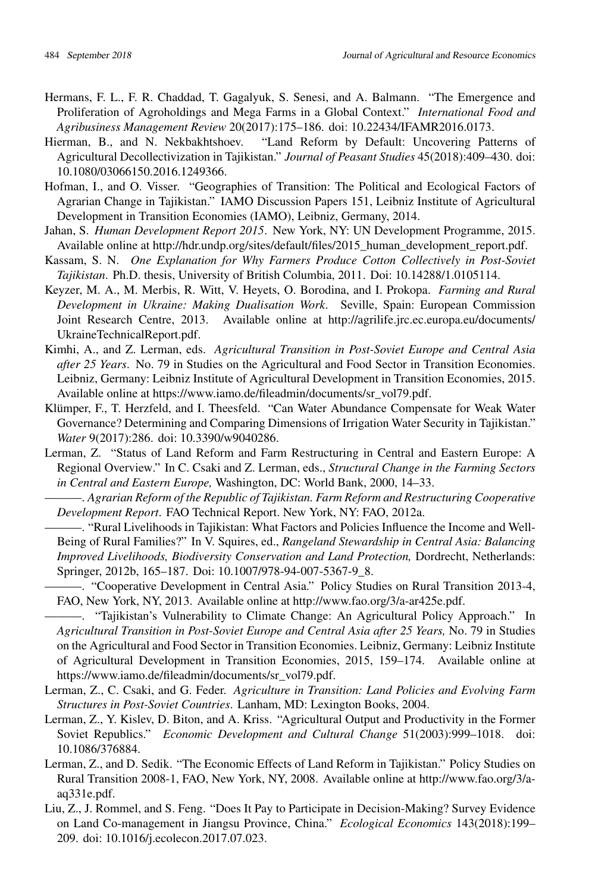Hermans, F. L., F. R. Chaddad, T. Gagalyuk, S. Senesi, and A. Balmann. "The Emergence and Proliferation of Agroholdings and Mega Farms in a Global Context." *International Food and Agribusiness Management Review* 20(2017):175–186. doi: 10.22434/IFAMR2016.0173.

Hierman, B., and N. Nekbakhtshoev. "Land Reform by Default: Uncovering Patterns of Agricultural Decollectivization in Tajikistan." *Journal of Peasant Studies* 45(2018):409–430. doi: 10.1080/03066150.2016.1249366.

Hofman, I., and O. Visser. "Geographies of Transition: The Political and Ecological Factors of Agrarian Change in Tajikistan." IAMO Discussion Papers 151, Leibniz Institute of Agricultural Development in Transition Economies (IAMO), Leibniz, Germany, 2014.

Jahan, S. *Human Development Report 2015*. New York, NY: UN Development Programme, 2015. Available online at http://hdr.undp.org/sites/default/files/2015_human_development_report.pdf.

Kassam, S. N. *One Explanation for Why Farmers Produce Cotton Collectively in Post-Soviet Tajikistan*. Ph.D. thesis, University of British Columbia, 2011. Doi: 10.14288/1.0105114.

Keyzer, M. A., M. Merbis, R. Witt, V. Heyets, O. Borodina, and I. Prokopa. *Farming and Rural Development in Ukraine: Making Dualisation Work*. Seville, Spain: European Commission Joint Research Centre, 2013. Available online at http://agrilife.jrc.ec.europa.eu/documents/UkraineTechnicalReport.pdf.

Kimhi, A., and Z. Lerman, eds. *Agricultural Transition in Post-Soviet Europe and Central Asia after 25 Years*. No. 79 in Studies on the Agricultural and Food Sector in Transition Economies. Leibniz, Germany: Leibniz Institute of Agricultural Development in Transition Economies, 2015. Available online at https://www.iamo.de/fileadmin/documents/sr_vol79.pdf.

Klümper, F., T. Herzfeld, and I. Theesfeld. "Can Water Abundance Compensate for Weak Water Governance? Determining and Comparing Dimensions of Irrigation Water Security in Tajikistan." *Water* 9(2017):286. doi: 10.3390/w9040286.

Lerman, Z. "Status of Land Reform and Farm Restructuring in Central and Eastern Europe: A Regional Overview." In C. Csaki and Z. Lerman, eds., *Structural Change in the Farming Sectors in Central and Eastern Europe,* Washington, DC: World Bank, 2000, 14–33.

———. *Agrarian Reform of the Republic of Tajikistan. Farm Reform and Restructuring Cooperative Development Report*. FAO Technical Report. New York, NY: FAO, 2012a.

———. "Rural Livelihoods in Tajikistan: What Factors and Policies Influence the Income and Well-Being of Rural Families?" In V. Squires, ed., *Rangeland Stewardship in Central Asia: Balancing Improved Livelihoods, Biodiversity Conservation and Land Protection,* Dordrecht, Netherlands: Springer, 2012b, 165–187. Doi: 10.1007/978-94-007-5367-9_8.

———. "Cooperative Development in Central Asia." Policy Studies on Rural Transition 2013-4, FAO, New York, NY, 2013. Available online at http://www.fao.org/3/a-ar425e.pdf.

———. "Tajikistan's Vulnerability to Climate Change: An Agricultural Policy Approach." In *Agricultural Transition in Post-Soviet Europe and Central Asia after 25 Years,* No. 79 in Studies on the Agricultural and Food Sector in Transition Economies. Leibniz, Germany: Leibniz Institute of Agricultural Development in Transition Economies, 2015, 159–174. Available online at https://www.iamo.de/fileadmin/documents/sr_vol79.pdf.

Lerman, Z., C. Csaki, and G. Feder. *Agriculture in Transition: Land Policies and Evolving Farm Structures in Post-Soviet Countries*. Lanham, MD: Lexington Books, 2004.

Lerman, Z., Y. Kislev, D. Biton, and A. Kriss. "Agricultural Output and Productivity in the Former Soviet Republics." *Economic Development and Cultural Change* 51(2003):999–1018. doi: 10.1086/376884.

Lerman, Z., and D. Sedik. "The Economic Effects of Land Reform in Tajikistan." Policy Studies on Rural Transition 2008-1, FAO, New York, NY, 2008. Available online at http://www.fao.org/3/a-aq331e.pdf.

Liu, Z., J. Rommel, and S. Feng. "Does It Pay to Participate in Decision-Making? Survey Evidence on Land Co-management in Jiangsu Province, China." *Ecological Economics* 143(2018):199–209. doi: 10.1016/j.ecolecon.2017.07.023.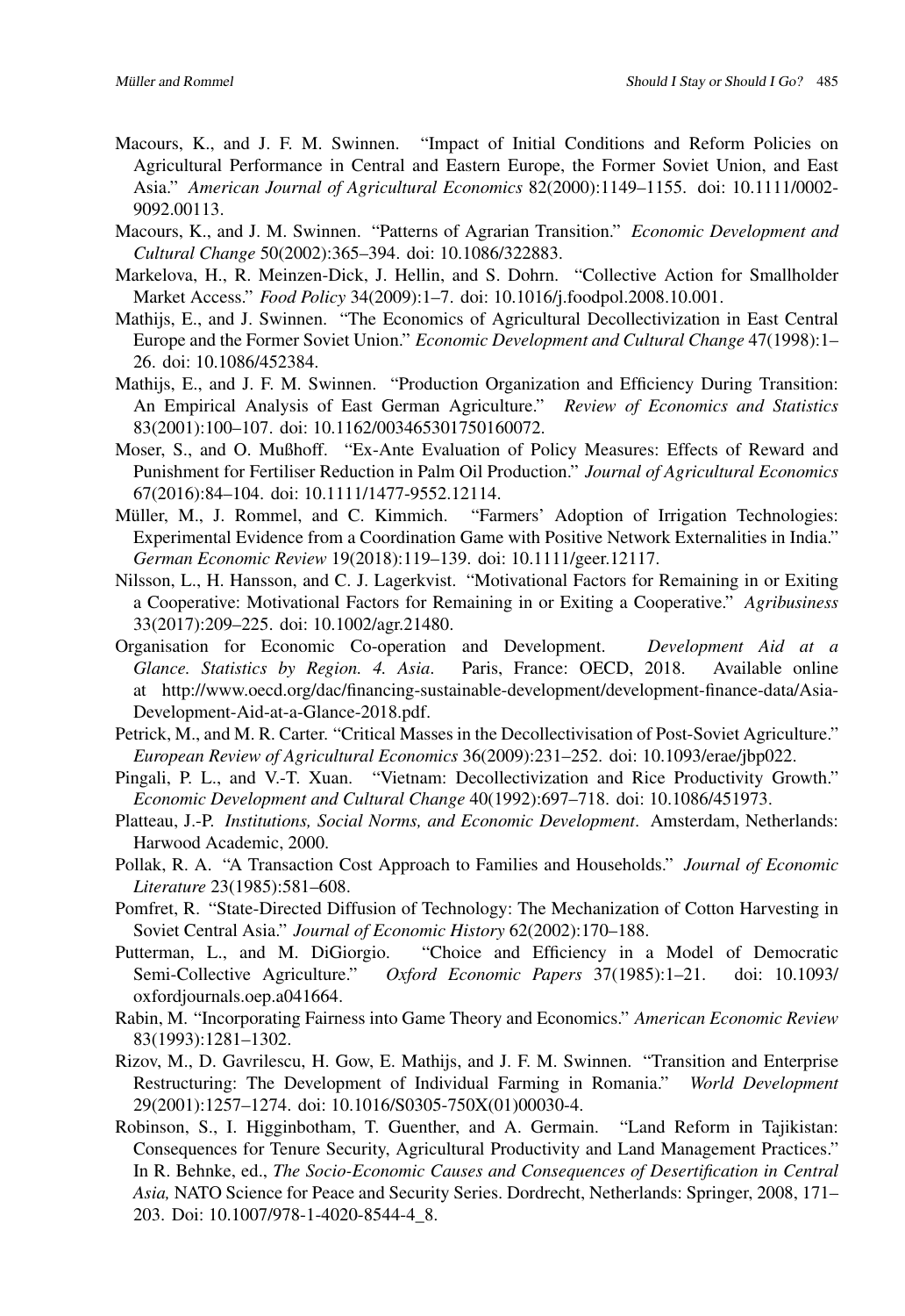Macours, K., and J. F. M. Swinnen. "Impact of Initial Conditions and Reform Policies on Agricultural Performance in Central and Eastern Europe, the Former Soviet Union, and East Asia." *American Journal of Agricultural Economics* 82(2000):1149–1155. doi: 10.1111/0002-9092.00113.

Macours, K., and J. M. Swinnen. "Patterns of Agrarian Transition." *Economic Development and Cultural Change* 50(2002):365–394. doi: 10.1086/322883.

Markelova, H., R. Meinzen-Dick, J. Hellin, and S. Dohrn. "Collective Action for Smallholder Market Access." *Food Policy* 34(2009):1–7. doi: 10.1016/j.foodpol.2008.10.001.

Mathijs, E., and J. Swinnen. "The Economics of Agricultural Decollectivization in East Central Europe and the Former Soviet Union." *Economic Development and Cultural Change* 47(1998):1–26. doi: 10.1086/452384.

Mathijs, E., and J. F. M. Swinnen. "Production Organization and Efficiency During Transition: An Empirical Analysis of East German Agriculture." *Review of Economics and Statistics* 83(2001):100–107. doi: 10.1162/003465301750160072.

Moser, S., and O. Mußhoff. "Ex-Ante Evaluation of Policy Measures: Effects of Reward and Punishment for Fertiliser Reduction in Palm Oil Production." *Journal of Agricultural Economics* 67(2016):84–104. doi: 10.1111/1477-9552.12114.

Müller, M., J. Rommel, and C. Kimmich. "Farmers' Adoption of Irrigation Technologies: Experimental Evidence from a Coordination Game with Positive Network Externalities in India." *German Economic Review* 19(2018):119–139. doi: 10.1111/geer.12117.

Nilsson, L., H. Hansson, and C. J. Lagerkvist. "Motivational Factors for Remaining in or Exiting a Cooperative: Motivational Factors for Remaining in or Exiting a Cooperative." *Agribusiness* 33(2017):209–225. doi: 10.1002/agr.21480.

Organisation for Economic Co-operation and Development. *Development Aid at a Glance. Statistics by Region. 4. Asia*. Paris, France: OECD, 2018. Available online at http://www.oecd.org/dac/financing-sustainable-development/development-finance-data/Asia-Development-Aid-at-a-Glance-2018.pdf.

Petrick, M., and M. R. Carter. "Critical Masses in the Decollectivisation of Post-Soviet Agriculture." *European Review of Agricultural Economics* 36(2009):231–252. doi: 10.1093/erae/jbp022.

Pingali, P. L., and V.-T. Xuan. "Vietnam: Decollectivization and Rice Productivity Growth." *Economic Development and Cultural Change* 40(1992):697–718. doi: 10.1086/451973.

Platteau, J.-P. *Institutions, Social Norms, and Economic Development*. Amsterdam, Netherlands: Harwood Academic, 2000.

Pollak, R. A. "A Transaction Cost Approach to Families and Households." *Journal of Economic Literature* 23(1985):581–608.

Pomfret, R. "State-Directed Diffusion of Technology: The Mechanization of Cotton Harvesting in Soviet Central Asia." *Journal of Economic History* 62(2002):170–188.

Putterman, L., and M. DiGiorgio. "Choice and Efficiency in a Model of Democratic Semi-Collective Agriculture." *Oxford Economic Papers* 37(1985):1–21. doi: 10.1093/oxfordjournals.oep.a041664.

Rabin, M. "Incorporating Fairness into Game Theory and Economics." *American Economic Review* 83(1993):1281–1302.

Rizov, M., D. Gavrilescu, H. Gow, E. Mathijs, and J. F. M. Swinnen. "Transition and Enterprise Restructuring: The Development of Individual Farming in Romania." *World Development* 29(2001):1257–1274. doi: 10.1016/S0305-750X(01)00030-4.

Robinson, S., I. Higginbotham, T. Guenther, and A. Germain. "Land Reform in Tajikistan: Consequences for Tenure Security, Agricultural Productivity and Land Management Practices." In R. Behnke, ed., *The Socio-Economic Causes and Consequences of Desertification in Central Asia,* NATO Science for Peace and Security Series. Dordrecht, Netherlands: Springer, 2008, 171–203. Doi: 10.1007/978-1-4020-8544-4_8.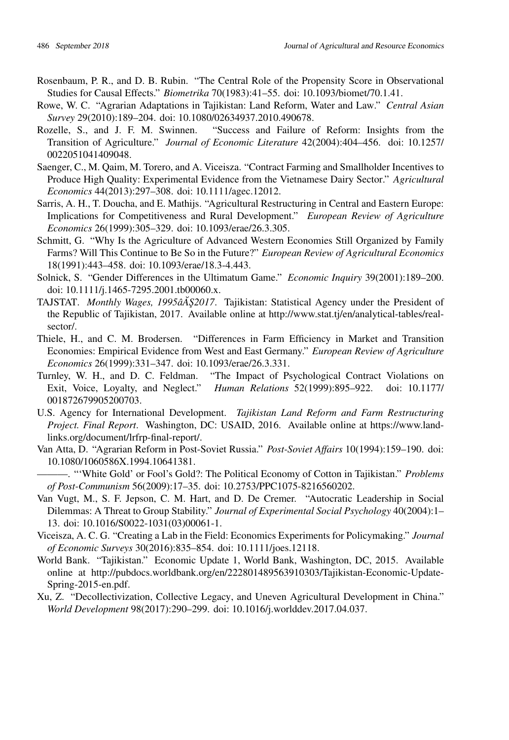Rosenbaum, P. R., and D. B. Rubin. "The Central Role of the Propensity Score in Observational Studies for Causal Effects." *Biometrika* 70(1983):41–55. doi: 10.1093/biomet/70.1.41.

Rowe, W. C. "Agrarian Adaptations in Tajikistan: Land Reform, Water and Law." *Central Asian Survey* 29(2010):189–204. doi: 10.1080/02634937.2010.490678.

Rozelle, S., and J. F. M. Swinnen. "Success and Failure of Reform: Insights from the Transition of Agriculture." *Journal of Economic Literature* 42(2004):404–456. doi: 10.1257/0022051041409048.

Saenger, C., M. Qaim, M. Torero, and A. Viceisza. "Contract Farming and Smallholder Incentives to Produce High Quality: Experimental Evidence from the Vietnamese Dairy Sector." *Agricultural Economics* 44(2013):297–308. doi: 10.1111/agec.12012.

Sarris, A. H., T. Doucha, and E. Mathijs. "Agricultural Restructuring in Central and Eastern Europe: Implications for Competitiveness and Rural Development." *European Review of Agriculture Economics* 26(1999):305–329. doi: 10.1093/erae/26.3.305.

Schmitt, G. "Why Is the Agriculture of Advanced Western Economies Still Organized by Family Farms? Will This Continue to Be So in the Future?" *European Review of Agricultural Economics* 18(1991):443–458. doi: 10.1093/erae/18.3-4.443.

Solnick, S. "Gender Differences in the Ultimatum Game." *Economic Inquiry* 39(2001):189–200. doi: 10.1111/j.1465-7295.2001.tb00060.x.

TAJSTAT. *Monthly Wages, 1995âĂŞ2017*. Tajikistan: Statistical Agency under the President of the Republic of Tajikistan, 2017. Available online at http://www.stat.tj/en/analytical-tables/real-sector/.

Thiele, H., and C. M. Brodersen. "Differences in Farm Efficiency in Market and Transition Economies: Empirical Evidence from West and East Germany." *European Review of Agriculture Economics* 26(1999):331–347. doi: 10.1093/erae/26.3.331.

Turnley, W. H., and D. C. Feldman. "The Impact of Psychological Contract Violations on Exit, Voice, Loyalty, and Neglect." *Human Relations* 52(1999):895–922. doi: 10.1177/001872679905200703.

U.S. Agency for International Development. *Tajikistan Land Reform and Farm Restructuring Project. Final Report*. Washington, DC: USAID, 2016. Available online at https://www.land-links.org/document/lrfrp-final-report/.

Van Atta, D. "Agrarian Reform in Post-Soviet Russia." *Post-Soviet Affairs* 10(1994):159–190. doi: 10.1080/1060586X.1994.10641381.

———. "'White Gold' or Fool's Gold?: The Political Economy of Cotton in Tajikistan." *Problems of Post-Communism* 56(2009):17–35. doi: 10.2753/PPC1075-8216560202.

Van Vugt, M., S. F. Jepson, C. M. Hart, and D. De Cremer. "Autocratic Leadership in Social Dilemmas: A Threat to Group Stability." *Journal of Experimental Social Psychology* 40(2004):1–13. doi: 10.1016/S0022-1031(03)00061-1.

Viceisza, A. C. G. "Creating a Lab in the Field: Economics Experiments for Policymaking." *Journal of Economic Surveys* 30(2016):835–854. doi: 10.1111/joes.12118.

World Bank. "Tajikistan." Economic Update 1, World Bank, Washington, DC, 2015. Available online at http://pubdocs.worldbank.org/en/222801489563910303/Tajikistan-Economic-Update-Spring-2015-en.pdf.

Xu, Z. "Decollectivization, Collective Legacy, and Uneven Agricultural Development in China." *World Development* 98(2017):290–299. doi: 10.1016/j.worlddev.2017.04.037.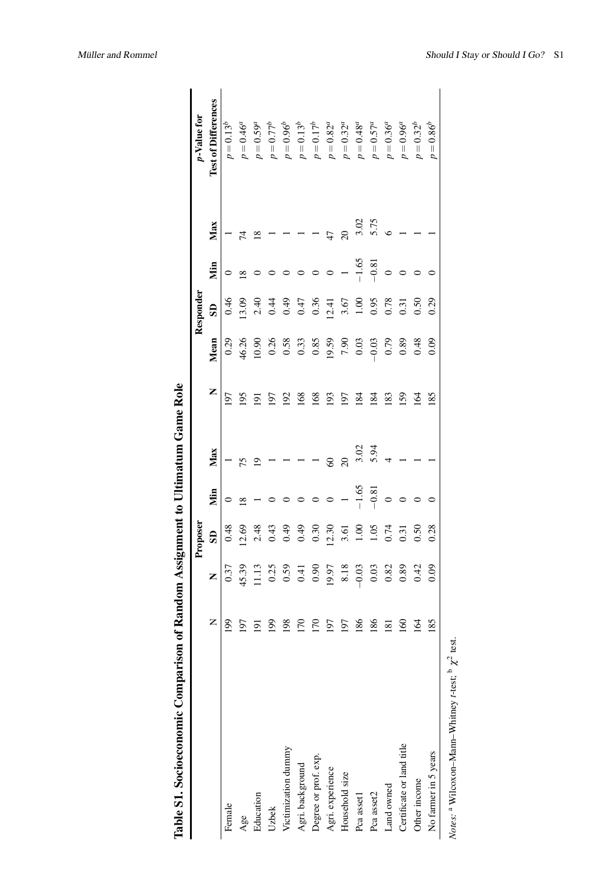**Table S1. Socioeconomic Comparison of Random Assignment to Ultimatum Game Role**

| | Proposer | | | | | Responder | | | | | p-Value for |
|---|---|---|---|---|---|---|---|---|---|---|---|
| | N | N | SD | Min | Max | N | Mean | SD | Min | Max | Test of Differences |
| Female | 199 | 0.37 | 0.48 | 0 | 1 | 197 | 0.29 | 0.46 | 0 | 1 | $p = 0.13^b$ |
| Age | 197 | 45.39 | 12.69 | 18 | 75 | 195 | 46.26 | 13.09 | 18 | 74 | $p = 0.46^a$ |
| Education | 191 | 11.13 | 2.48 | 1 | 19 | 191 | 10.90 | 2.40 | 0 | 18 | $p = 0.59^a$ |
| Uzbek | 199 | 0.25 | 0.43 | 0 | 1 | 197 | 0.26 | 0.44 | 0 | 1 | $p = 0.77^b$ |
| Victimization dummy | 198 | 0.59 | 0.49 | 0 | 1 | 192 | 0.58 | 0.49 | 0 | 1 | $p = 0.96^b$ |
| Agri. background | 170 | 0.41 | 0.49 | 0 | 1 | 168 | 0.33 | 0.47 | 0 | 1 | $p = 0.13^b$ |
| Degree or prof. exp. | 170 | 0.90 | 0.30 | 0 | 1 | 168 | 0.85 | 0.36 | 0 | 1 | $p = 0.17^b$ |
| Agri. experience | 197 | 19.97 | 12.30 | 0 | 60 | 193 | 19.59 | 12.41 | 0 | 47 | $p = 0.82^a$ |
| Household size | 197 | 8.18 | 3.61 | 1 | 20 | 197 | 7.90 | 3.67 | 1 | 20 | $p = 0.32^a$ |
| Pca asset1 | 186 | −0.03 | 1.00 | −1.65 | 3.02 | 184 | 0.03 | 1.00 | −1.65 | 3.02 | $p = 0.48^a$ |
| Pca asset2 | 186 | 0.03 | 1.05 | −0.81 | 5.94 | 184 | −0.03 | 0.95 | −0.81 | 5.75 | $p = 0.57^a$ |
| Land owned | 181 | 0.82 | 0.74 | 0 | 4 | 183 | 0.79 | 0.78 | 0 | 6 | $p = 0.36^a$ |
| Certificate or land title | 160 | 0.89 | 0.31 | 0 | 1 | 159 | 0.89 | 0.31 | 0 | 1 | $p = 0.96^a$ |
| Other income | 164 | 0.42 | 0.50 | 0 | 1 | 164 | 0.48 | 0.50 | 0 | 1 | $p = 0.32^b$ |
| No farmer in 5 years | 185 | 0.09 | 0.28 | 0 | 1 | 185 | 0.09 | 0.29 | 0 | 1 | $p = 0.86^b$ |

*Notes:* [a] Wilcoxon–Mann–Whitney *t*-test; [b] $\chi^2$ test.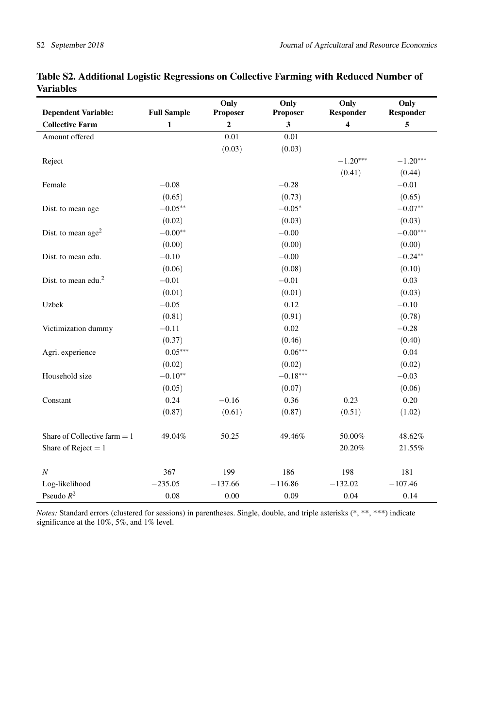**Table S2. Additional Logistic Regressions on Collective Farming with Reduced Number of Variables**

| Dependent Variable: | Full Sample | Only Proposer | Only Proposer | Only Responder | Only Responder |
|---|---|---|---|---|---|
| **Collective Farm** | **1** | **2** | **3** | **4** | **5** |
| Amount offered | | 0.01 | 0.01 | | |
| | | (0.03) | (0.03) | | |
| Reject | | | | $-1.20^{***}$ | $-1.20^{***}$ |
| | | | | (0.41) | (0.44) |
| Female | $-0.08$ | | $-0.28$ | | $-0.01$ |
| | (0.65) | | (0.73) | | (0.65) |
| Dist. to mean age | $-0.05^{**}$ | | $-0.05^{*}$ | | $-0.07^{**}$ |
| | (0.02) | | (0.03) | | (0.03) |
| Dist. to mean age$^2$ | $-0.00^{**}$ | | $-0.00$ | | $-0.00^{***}$ |
| | (0.00) | | (0.00) | | (0.00) |
| Dist. to mean edu. | $-0.10$ | | $-0.00$ | | $-0.24^{**}$ |
| | (0.06) | | (0.08) | | (0.10) |
| Dist. to mean edu.$^2$ | $-0.01$ | | $-0.01$ | | 0.03 |
| | (0.01) | | (0.01) | | (0.03) |
| Uzbek | $-0.05$ | | 0.12 | | $-0.10$ |
| | (0.81) | | (0.91) | | (0.78) |
| Victimization dummy | $-0.11$ | | 0.02 | | $-0.28$ |
| | (0.37) | | (0.46) | | (0.40) |
| Agri. experience | $0.05^{***}$ | | $0.06^{***}$ | | 0.04 |
| | (0.02) | | (0.02) | | (0.02) |
| Household size | $-0.10^{**}$ | | $-0.18^{***}$ | | $-0.03$ |
| | (0.05) | | (0.07) | | (0.06) |
| Constant | 0.24 | $-0.16$ | 0.36 | 0.23 | 0.20 |
| | (0.87) | (0.61) | (0.87) | (0.51) | (1.02) |
| Share of Collective farm = 1 | 49.04% | 50.25 | 49.46% | 50.00% | 48.62% |
| Share of Reject = 1 | | | | 20.20% | 21.55% |
| $N$ | 367 | 199 | 186 | 198 | 181 |
| Log-likelihood | $-235.05$ | $-137.66$ | $-116.86$ | $-132.02$ | $-107.46$ |
| Pseudo $R^2$ | 0.08 | 0.00 | 0.09 | 0.04 | 0.14 |

*Notes:* Standard errors (clustered for sessions) in parentheses. Single, double, and triple asterisks (*, **, ***) indicate significance at the 10%, 5%, and 1% level.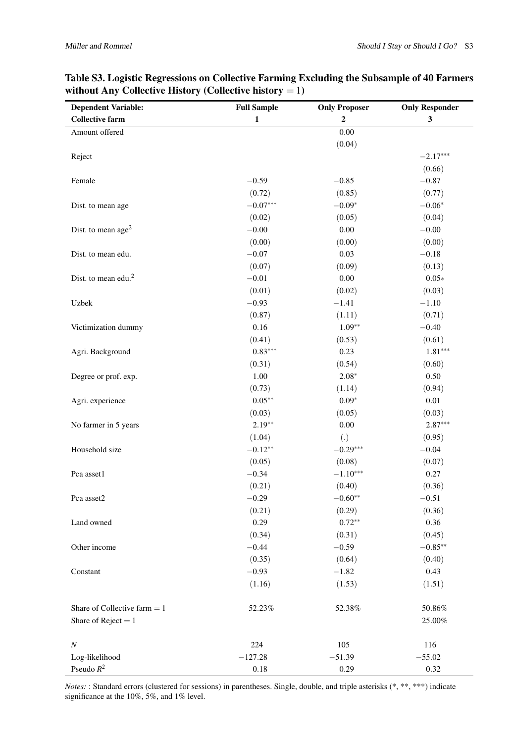**Table S3. Logistic Regressions on Collective Farming Excluding the Subsample of 40 Farmers without Any Collective History (Collective history = 1)**

| Dependent Variable: Collective farm | Full Sample 1 | Only Proposer 2 | Only Responder 3 |
|---|---|---|---|
| Amount offered | | 0.00 | |
| | | (0.04) | |
| Reject | | | −2.17*** |
| | | | (0.66) |
| Female | −0.59 | −0.85 | −0.87 |
| | (0.72) | (0.85) | (0.77) |
| Dist. to mean age | −0.07*** | −0.09* | −0.06* |
| | (0.02) | (0.05) | (0.04) |
| Dist. to mean age$^2$ | −0.00 | 0.00 | −0.00 |
| | (0.00) | (0.00) | (0.00) |
| Dist. to mean edu. | −0.07 | 0.03 | −0.18 |
| | (0.07) | (0.09) | (0.13) |
| Dist. to mean edu.$^2$ | −0.01 | 0.00 | 0.05* |
| | (0.01) | (0.02) | (0.03) |
| Uzbek | −0.93 | −1.41 | −1.10 |
| | (0.87) | (1.11) | (0.71) |
| Victimization dummy | 0.16 | 1.09** | −0.40 |
| | (0.41) | (0.53) | (0.61) |
| Agri. Background | 0.83*** | 0.23 | 1.81*** |
| | (0.31) | (0.54) | (0.60) |
| Degree or prof. exp. | 1.00 | 2.08* | 0.50 |
| | (0.73) | (1.14) | (0.94) |
| Agri. experience | 0.05** | 0.09* | 0.01 |
| | (0.03) | (0.05) | (0.03) |
| No farmer in 5 years | 2.19** | 0.00 | 2.87*** |
| | (1.04) | (.) | (0.95) |
| Household size | −0.12** | −0.29*** | −0.04 |
| | (0.05) | (0.08) | (0.07) |
| Pca asset1 | −0.34 | −1.10*** | 0.27 |
| | (0.21) | (0.40) | (0.36) |
| Pca asset2 | −0.29 | −0.60** | −0.51 |
| | (0.21) | (0.29) | (0.36) |
| Land owned | 0.29 | 0.72** | 0.36 |
| | (0.34) | (0.31) | (0.45) |
| Other income | −0.44 | −0.59 | −0.85** |
| | (0.35) | (0.64) | (0.40) |
| Constant | −0.93 | −1.82 | 0.43 |
| | (1.16) | (1.53) | (1.51) |
| Share of Collective farm = 1 | 52.23% | 52.38% | 50.86% |
| Share of Reject = 1 | | | 25.00% |
| $N$ | 224 | 105 | 116 |
| Log-likelihood | −127.28 | −51.39 | −55.02 |
| Pseudo $R^2$ | 0.18 | 0.29 | 0.32 |

*Notes:* : Standard errors (clustered for sessions) in parentheses. Single, double, and triple asterisks (*, **, ***) indicate significance at the 10%, 5%, and 1% level.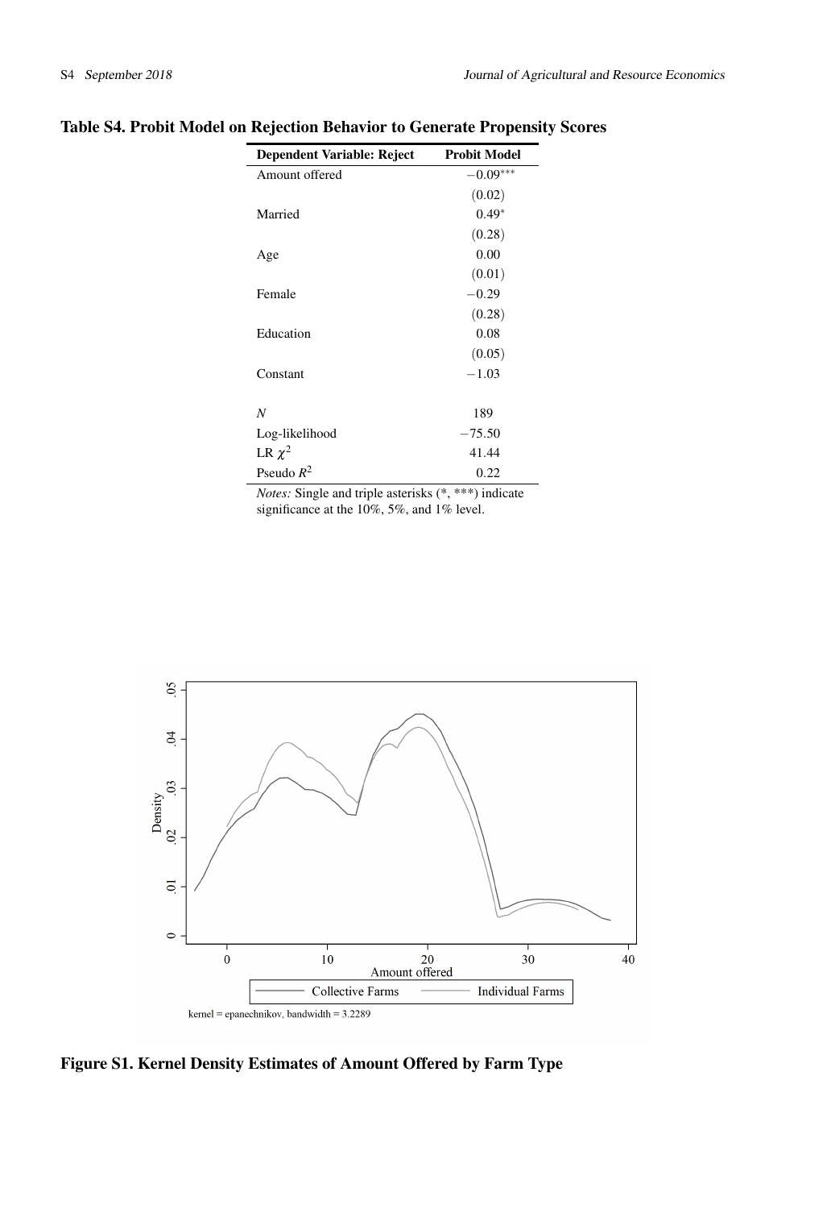**Table S4. Probit Model on Rejection Behavior to Generate Propensity Scores**

| Dependent Variable: Reject | Probit Model |
|---|---|
| Amount offered | −0.09*** |
| | (0.02) |
| Married | 0.49* |
| | (0.28) |
| Age | 0.00 |
| | (0.01) |
| Female | −0.29 |
| | (0.28) |
| Education | 0.08 |
| | (0.05) |
| Constant | −1.03 |
| | |
| *N* | 189 |
| Log-likelihood | −75.50 |
| LR $\chi^2$ | 41.44 |
| Pseudo $R^2$ | 0.22 |

*Notes:* Single and triple asterisks (*, ***) indicate significance at the 10%, 5%, and 1% level.

**Figure S1. Kernel Density Estimates of Amount Offered by Farm Type**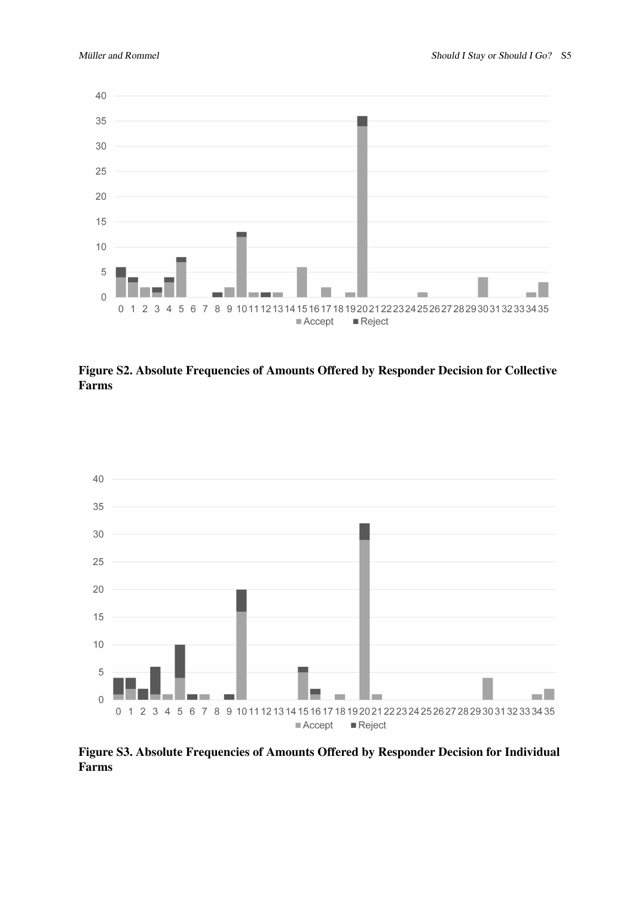**Figure S2. Absolute Frequencies of Amounts Offered by Responder Decision for Collective Farms**

**Figure S3. Absolute Frequencies of Amounts Offered by Responder Decision for Individual Farms**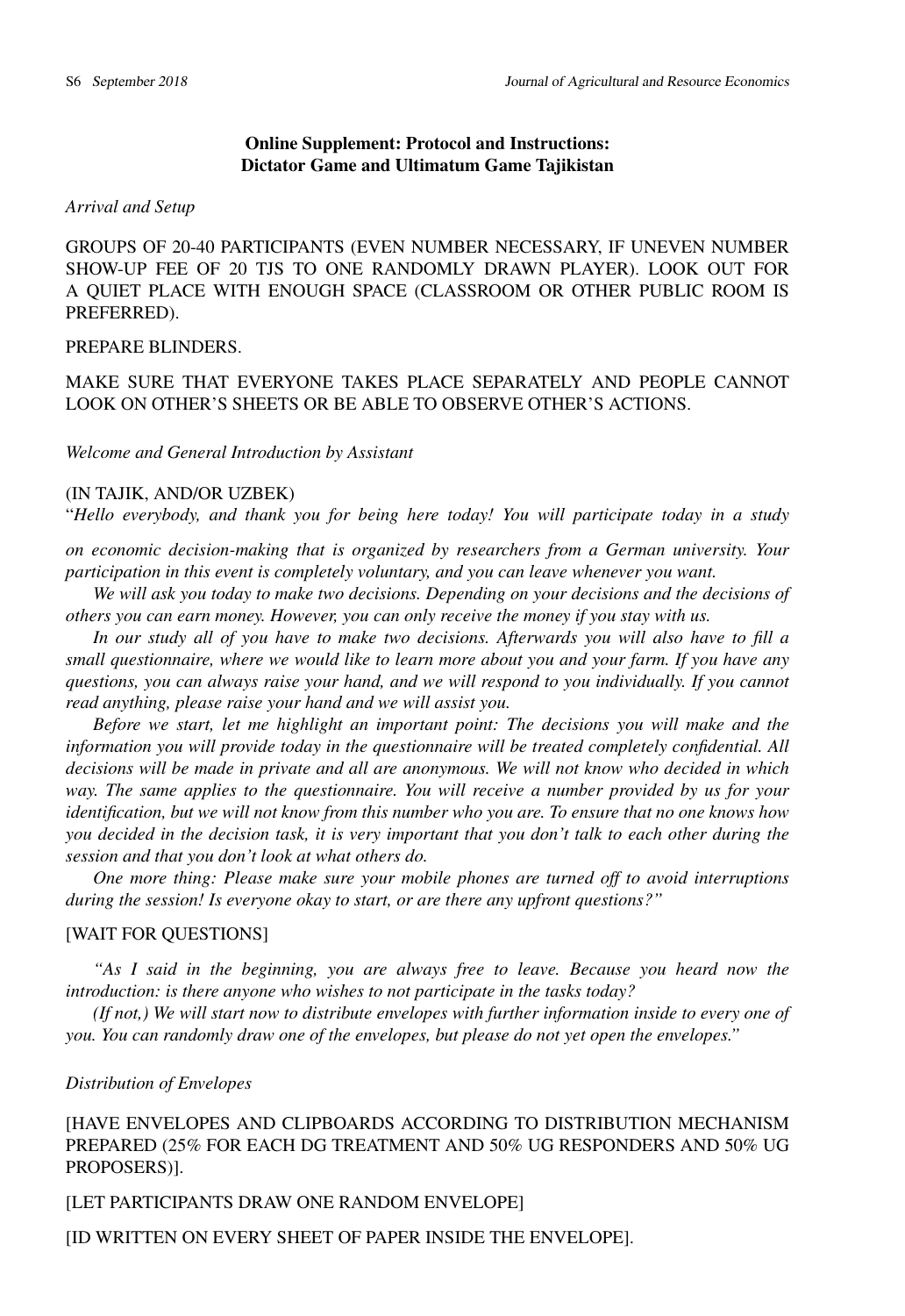**Online Supplement: Protocol and Instructions: Dictator Game and Ultimatum Game Tajikistan**

*Arrival and Setup*

GROUPS OF 20-40 PARTICIPANTS (EVEN NUMBER NECESSARY, IF UNEVEN NUMBER SHOW-UP FEE OF 20 TJS TO ONE RANDOMLY DRAWN PLAYER). LOOK OUT FOR A QUIET PLACE WITH ENOUGH SPACE (CLASSROOM OR OTHER PUBLIC ROOM IS PREFERRED).

PREPARE BLINDERS.

MAKE SURE THAT EVERYONE TAKES PLACE SEPARATELY AND PEOPLE CANNOT LOOK ON OTHER'S SHEETS OR BE ABLE TO OBSERVE OTHER'S ACTIONS.

*Welcome and General Introduction by Assistant*

(IN TAJIK, AND/OR UZBEK)

"*Hello everybody, and thank you for being here today! You will participate today in a study on economic decision-making that is organized by researchers from a German university. Your participation in this event is completely voluntary, and you can leave whenever you want.*

*We will ask you today to make two decisions. Depending on your decisions and the decisions of others you can earn money. However, you can only receive the money if you stay with us.*

*In our study all of you have to make two decisions. Afterwards you will also have to fill a small questionnaire, where we would like to learn more about you and your farm. If you have any questions, you can always raise your hand, and we will respond to you individually. If you cannot read anything, please raise your hand and we will assist you.*

*Before we start, let me highlight an important point: The decisions you will make and the information you will provide today in the questionnaire will be treated completely confidential. All decisions will be made in private and all are anonymous. We will not know who decided in which way. The same applies to the questionnaire. You will receive a number provided by us for your identification, but we will not know from this number who you are. To ensure that no one knows how you decided in the decision task, it is very important that you don't talk to each other during the session and that you don't look at what others do.*

*One more thing: Please make sure your mobile phones are turned off to avoid interruptions during the session! Is everyone okay to start, or are there any upfront questions?"*

[WAIT FOR QUESTIONS]

*"As I said in the beginning, you are always free to leave. Because you heard now the introduction: is there anyone who wishes to not participate in the tasks today?*

*(If not,) We will start now to distribute envelopes with further information inside to every one of you. You can randomly draw one of the envelopes, but please do not yet open the envelopes."*

*Distribution of Envelopes*

[HAVE ENVELOPES AND CLIPBOARDS ACCORDING TO DISTRIBUTION MECHANISM PREPARED (25% FOR EACH DG TREATMENT AND 50% UG RESPONDERS AND 50% UG PROPOSERS)].

[LET PARTICIPANTS DRAW ONE RANDOM ENVELOPE]

[ID WRITTEN ON EVERY SHEET OF PAPER INSIDE THE ENVELOPE].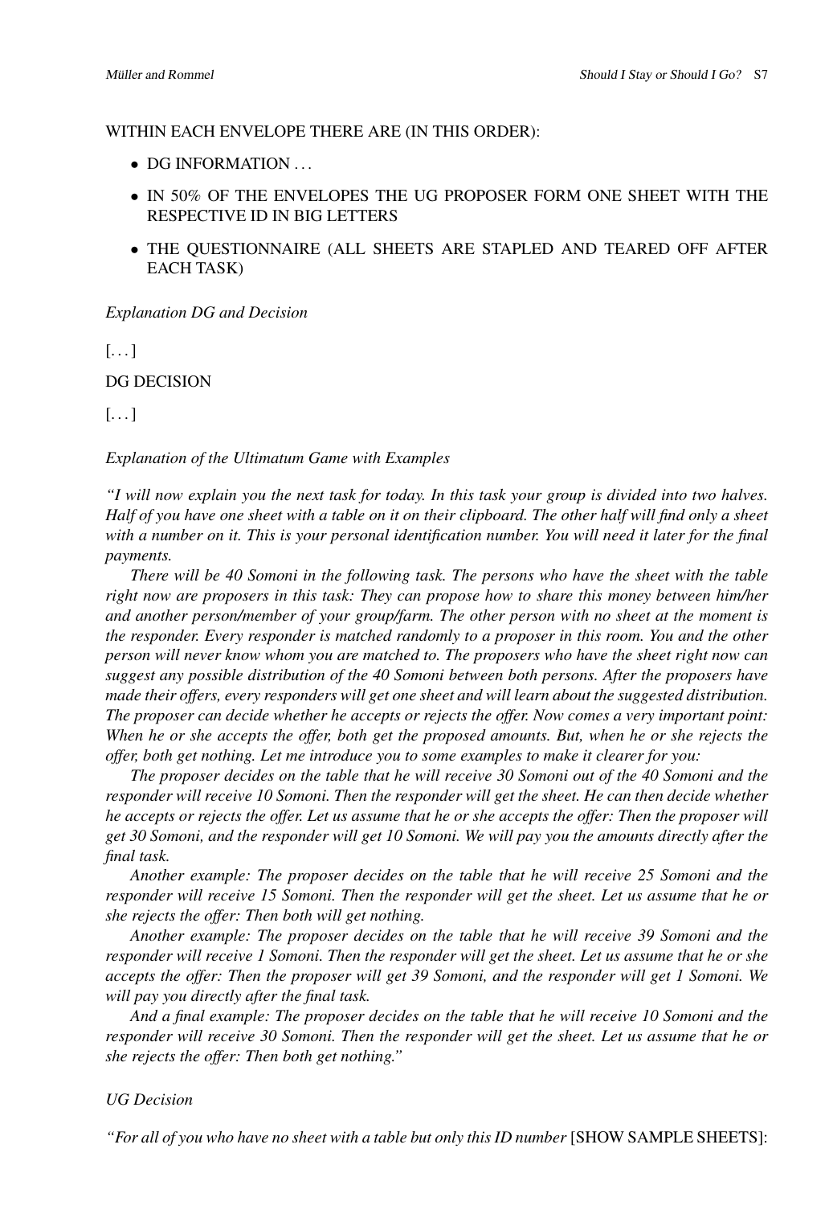WITHIN EACH ENVELOPE THERE ARE (IN THIS ORDER):

- DG INFORMATION . . .
- IN 50% OF THE ENVELOPES THE UG PROPOSER FORM ONE SHEET WITH THE RESPECTIVE ID IN BIG LETTERS
- THE QUESTIONNAIRE (ALL SHEETS ARE STAPLED AND TEARED OFF AFTER EACH TASK)

*Explanation DG and Decision*

[. . . ]

DG DECISION

[. . . ]

*Explanation of the Ultimatum Game with Examples*

*"I will now explain you the next task for today. In this task your group is divided into two halves. Half of you have one sheet with a table on it on their clipboard. The other half will find only a sheet with a number on it. This is your personal identification number. You will need it later for the final payments.*

*There will be 40 Somoni in the following task. The persons who have the sheet with the table right now are proposers in this task: They can propose how to share this money between him/her and another person/member of your group/farm. The other person with no sheet at the moment is the responder. Every responder is matched randomly to a proposer in this room. You and the other person will never know whom you are matched to. The proposers who have the sheet right now can suggest any possible distribution of the 40 Somoni between both persons. After the proposers have made their offers, every responders will get one sheet and will learn about the suggested distribution. The proposer can decide whether he accepts or rejects the offer. Now comes a very important point: When he or she accepts the offer, both get the proposed amounts. But, when he or she rejects the offer, both get nothing. Let me introduce you to some examples to make it clearer for you:*

*The proposer decides on the table that he will receive 30 Somoni out of the 40 Somoni and the responder will receive 10 Somoni. Then the responder will get the sheet. He can then decide whether he accepts or rejects the offer. Let us assume that he or she accepts the offer: Then the proposer will get 30 Somoni, and the responder will get 10 Somoni. We will pay you the amounts directly after the final task.*

*Another example: The proposer decides on the table that he will receive 25 Somoni and the responder will receive 15 Somoni. Then the responder will get the sheet. Let us assume that he or she rejects the offer: Then both will get nothing.*

*Another example: The proposer decides on the table that he will receive 39 Somoni and the responder will receive 1 Somoni. Then the responder will get the sheet. Let us assume that he or she accepts the offer: Then the proposer will get 39 Somoni, and the responder will get 1 Somoni. We will pay you directly after the final task.*

*And a final example: The proposer decides on the table that he will receive 10 Somoni and the responder will receive 30 Somoni. Then the responder will get the sheet. Let us assume that he or she rejects the offer: Then both get nothing."*

*UG Decision*

*"For all of you who have no sheet with a table but only this ID number* [SHOW SAMPLE SHEETS]: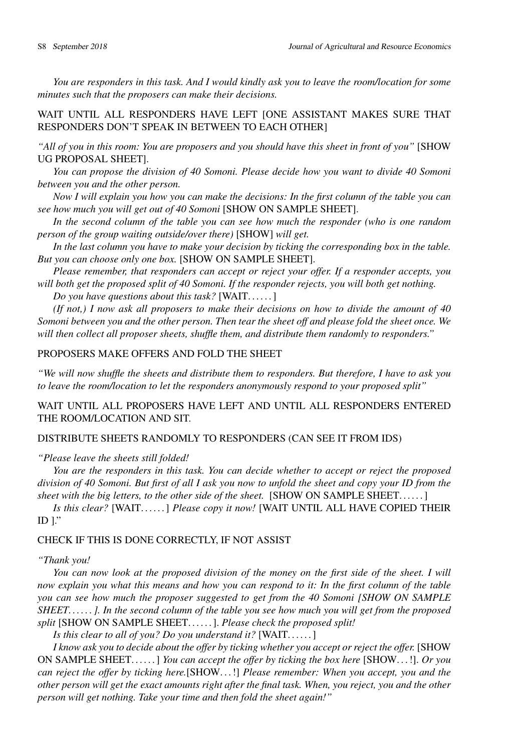*You are responders in this task. And I would kindly ask you to leave the room/location for some minutes such that the proposers can make their decisions.*

WAIT UNTIL ALL RESPONDERS HAVE LEFT [ONE ASSISTANT MAKES SURE THAT RESPONDERS DON'T SPEAK IN BETWEEN TO EACH OTHER]

*"All of you in this room: You are proposers and you should have this sheet in front of you"* [SHOW UG PROPOSAL SHEET].

*You can propose the division of 40 Somoni. Please decide how you want to divide 40 Somoni between you and the other person.*

*Now I will explain you how you can make the decisions: In the first column of the table you can see how much you will get out of 40 Somoni* [SHOW ON SAMPLE SHEET].

*In the second column of the table you can see how much the responder (who is one random person of the group waiting outside/over there)* [SHOW] *will get.*

*In the last column you have to make your decision by ticking the corresponding box in the table. But you can choose only one box.* [SHOW ON SAMPLE SHEET].

*Please remember, that responders can accept or reject your offer. If a responder accepts, you will both get the proposed split of 40 Somoni. If the responder rejects, you will both get nothing.*

*Do you have questions about this task?* [WAIT. . . . . . ]

*(If not,) I now ask all proposers to make their decisions on how to divide the amount of 40 Somoni between you and the other person. Then tear the sheet off and please fold the sheet once. We will then collect all proposer sheets, shuffle them, and distribute them randomly to responders."*

PROPOSERS MAKE OFFERS AND FOLD THE SHEET

*"We will now shuffle the sheets and distribute them to responders. But therefore, I have to ask you to leave the room/location to let the responders anonymously respond to your proposed split"*

WAIT UNTIL ALL PROPOSERS HAVE LEFT AND UNTIL ALL RESPONDERS ENTERED THE ROOM/LOCATION AND SIT.

DISTRIBUTE SHEETS RANDOMLY TO RESPONDERS (CAN SEE IT FROM IDS)

*"Please leave the sheets still folded!*

*You are the responders in this task. You can decide whether to accept or reject the proposed division of 40 Somoni. But first of all I ask you now to unfold the sheet and copy your ID from the sheet with the big letters, to the other side of the sheet.* [SHOW ON SAMPLE SHEET. . . . . . ]

*Is this clear?* [WAIT. . . . . . ] *Please copy it now!* [WAIT UNTIL ALL HAVE COPIED THEIR ID ]."

CHECK IF THIS IS DONE CORRECTLY, IF NOT ASSIST

*"Thank you!*

*You can now look at the proposed division of the money on the first side of the sheet. I will now explain you what this means and how you can respond to it: In the first column of the table you can see how much the proposer suggested to get from the 40 Somoni [SHOW ON SAMPLE SHEET. . . . . . ]. In the second column of the table you see how much you will get from the proposed split* [SHOW ON SAMPLE SHEET. . . . . . ]. *Please check the proposed split!*

*Is this clear to all of you? Do you understand it?* [WAIT. . . . . . ]

*I know ask you to decide about the offer by ticking whether you accept or reject the offer.* [SHOW ON SAMPLE SHEET. . . . . . ] *You can accept the offer by ticking the box here* [SHOW. . . !]. *Or you can reject the offer by ticking here.*[SHOW. . . !] *Please remember: When you accept, you and the other person will get the exact amounts right after the final task. When, you reject, you and the other person will get nothing. Take your time and then fold the sheet again!"*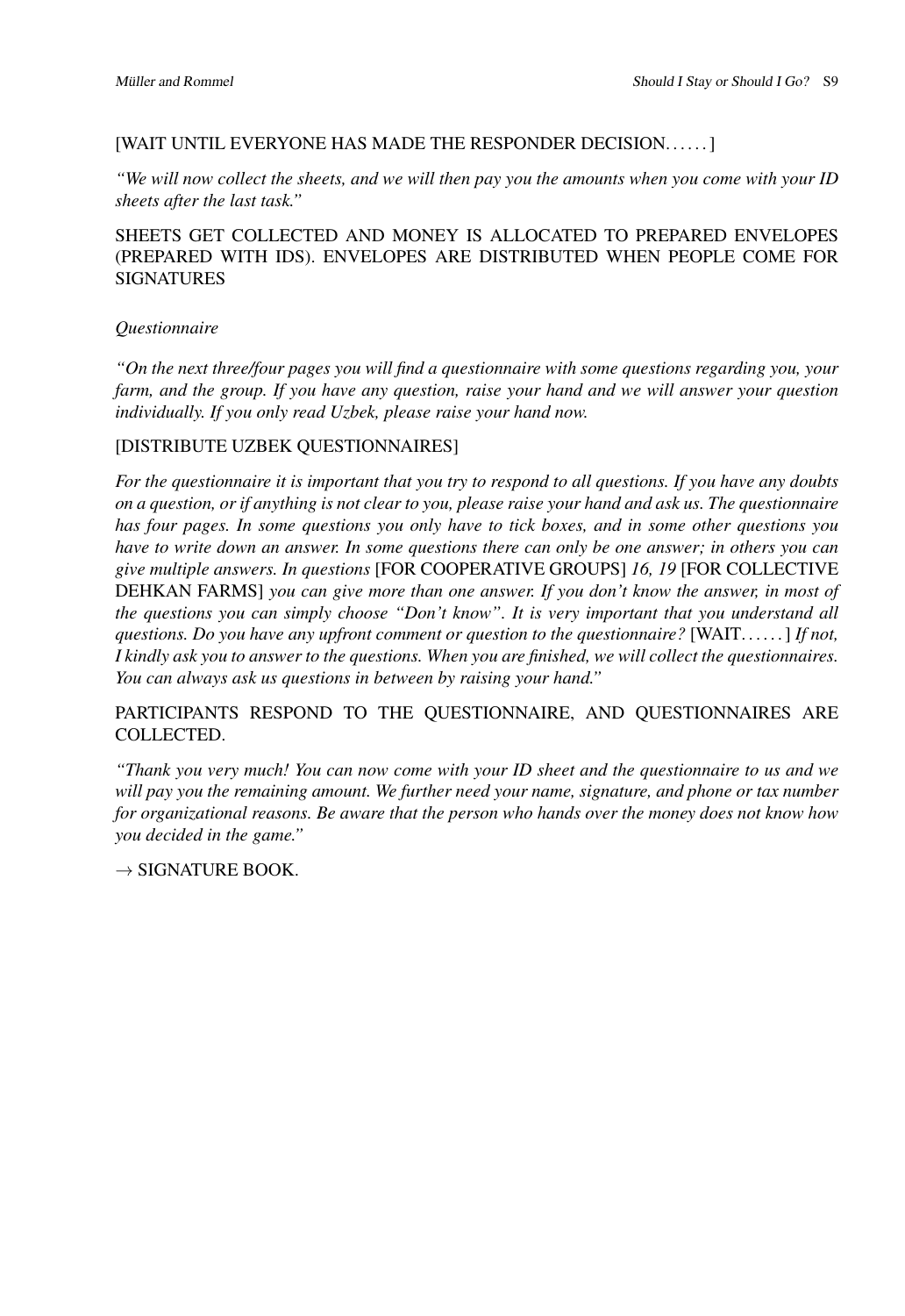[WAIT UNTIL EVERYONE HAS MADE THE RESPONDER DECISION……]

*"We will now collect the sheets, and we will then pay you the amounts when you come with your ID sheets after the last task."*

SHEETS GET COLLECTED AND MONEY IS ALLOCATED TO PREPARED ENVELOPES (PREPARED WITH IDS). ENVELOPES ARE DISTRIBUTED WHEN PEOPLE COME FOR SIGNATURES

*Questionnaire*

*"On the next three/four pages you will find a questionnaire with some questions regarding you, your farm, and the group. If you have any question, raise your hand and we will answer your question individually. If you only read Uzbek, please raise your hand now.*

[DISTRIBUTE UZBEK QUESTIONNAIRES]

*For the questionnaire it is important that you try to respond to all questions. If you have any doubts on a question, or if anything is not clear to you, please raise your hand and ask us. The questionnaire has four pages. In some questions you only have to tick boxes, and in some other questions you have to write down an answer. In some questions there can only be one answer; in others you can give multiple answers. In questions* [FOR COOPERATIVE GROUPS] *16, 19* [FOR COLLECTIVE DEHKAN FARMS] *you can give more than one answer. If you don't know the answer, in most of the questions you can simply choose "Don't know". It is very important that you understand all questions. Do you have any upfront comment or question to the questionnaire?* [WAIT……] *If not, I kindly ask you to answer to the questions. When you are finished, we will collect the questionnaires. You can always ask us questions in between by raising your hand."*

PARTICIPANTS RESPOND TO THE QUESTIONNAIRE, AND QUESTIONNAIRES ARE COLLECTED.

*"Thank you very much! You can now come with your ID sheet and the questionnaire to us and we will pay you the remaining amount. We further need your name, signature, and phone or tax number for organizational reasons. Be aware that the person who hands over the money does not know how you decided in the game."*

→ SIGNATURE BOOK.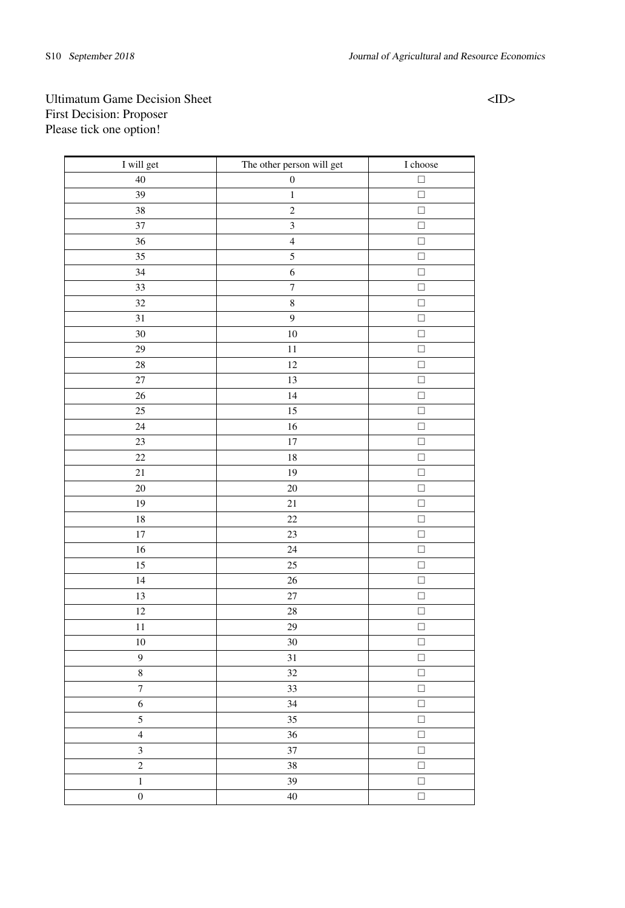Ultimatum Game Decision Sheet <ID>

First Decision: Proposer

Please tick one option!

| I will get | The other person will get | I choose |
|---|---|---|
| 40 | 0 | ☐ |
| 39 | 1 | ☐ |
| 38 | 2 | ☐ |
| 37 | 3 | ☐ |
| 36 | 4 | ☐ |
| 35 | 5 | ☐ |
| 34 | 6 | ☐ |
| 33 | 7 | ☐ |
| 32 | 8 | ☐ |
| 31 | 9 | ☐ |
| 30 | 10 | ☐ |
| 29 | 11 | ☐ |
| 28 | 12 | ☐ |
| 27 | 13 | ☐ |
| 26 | 14 | ☐ |
| 25 | 15 | ☐ |
| 24 | 16 | ☐ |
| 23 | 17 | ☐ |
| 22 | 18 | ☐ |
| 21 | 19 | ☐ |
| 20 | 20 | ☐ |
| 19 | 21 | ☐ |
| 18 | 22 | ☐ |
| 17 | 23 | ☐ |
| 16 | 24 | ☐ |
| 15 | 25 | ☐ |
| 14 | 26 | ☐ |
| 13 | 27 | ☐ |
| 12 | 28 | ☐ |
| 11 | 29 | ☐ |
| 10 | 30 | ☐ |
| 9 | 31 | ☐ |
| 8 | 32 | ☐ |
| 7 | 33 | ☐ |
| 6 | 34 | ☐ |
| 5 | 35 | ☐ |
| 4 | 36 | ☐ |
| 3 | 37 | ☐ |
| 2 | 38 | ☐ |
| 1 | 39 | ☐ |
| 0 | 40 | ☐ |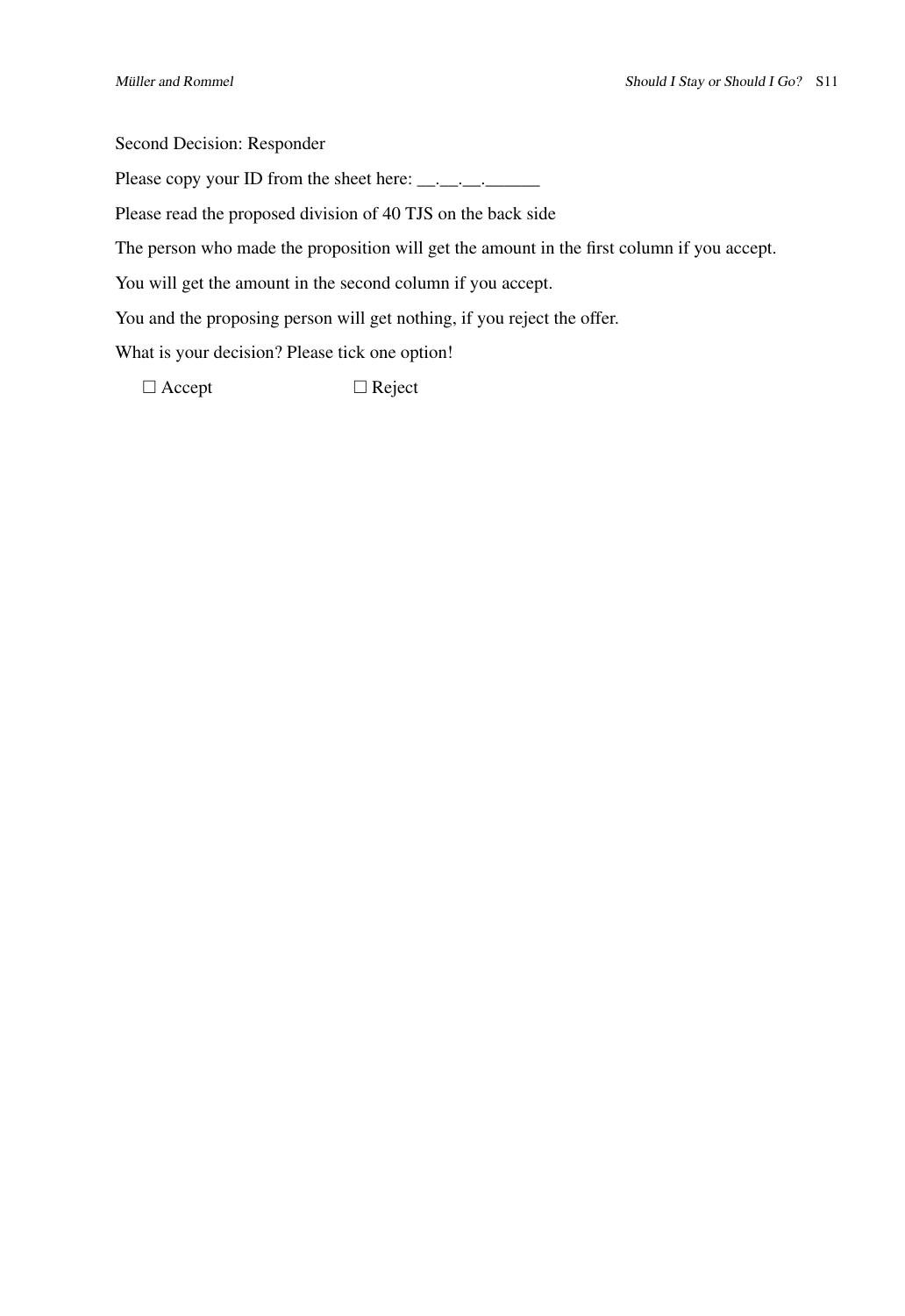Second Decision: Responder

Please copy your ID from the sheet here: __.__.__.______

Please read the proposed division of 40 TJS on the back side

The person who made the proposition will get the amount in the first column if you accept.

You will get the amount in the second column if you accept.

You and the proposing person will get nothing, if you reject the offer.

What is your decision? Please tick one option!

☐ Accept ☐ Reject